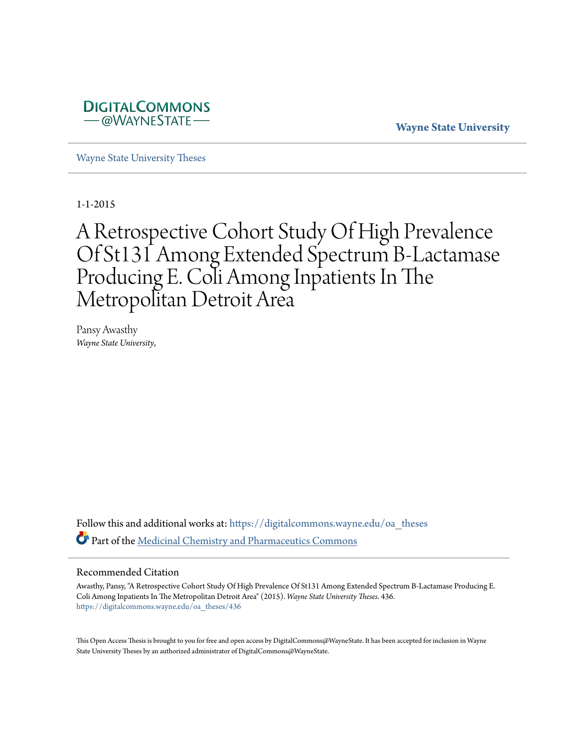DigitalCommons @WayneState

Wayne State University

Wayne State University Theses

1-1-2015

# A Retrospective Cohort Study Of High Prevalence Of St131 Among Extended Spectrum B-Lactamase Producing E. Coli Among Inpatients In The Metropolitan Detroit Area

Pansy Awasthy
*Wayne State University,*

Follow this and additional works at: https://digitalcommons.wayne.edu/oa_theses

Part of the Medicinal Chemistry and Pharmaceutics Commons

## Recommended Citation

Awasthy, Pansy, "A Retrospective Cohort Study Of High Prevalence Of St131 Among Extended Spectrum B-Lactamase Producing E. Coli Among Inpatients In The Metropolitan Detroit Area" (2015). *Wayne State University Theses*. 436.
https://digitalcommons.wayne.edu/oa_theses/436

This Open Access Thesis is brought to you for free and open access by DigitalCommons@WayneState. It has been accepted for inclusion in Wayne State University Theses by an authorized administrator of DigitalCommons@WayneState.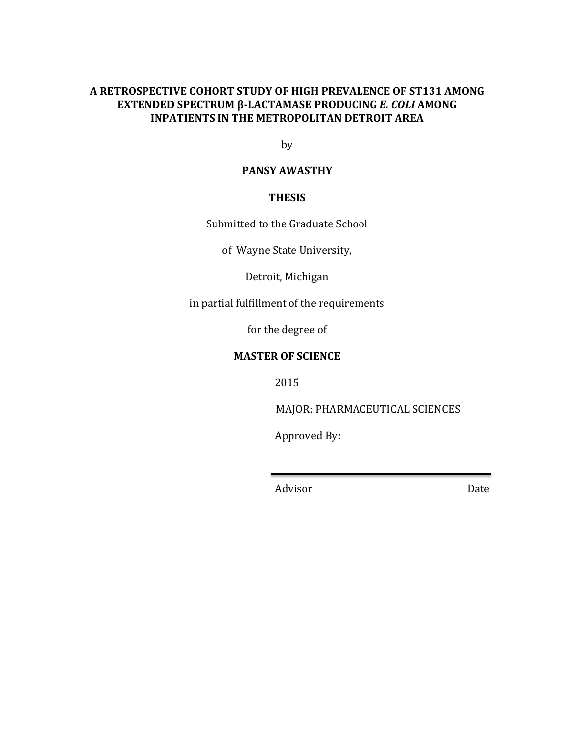**A RETROSPECTIVE COHORT STUDY OF HIGH PREVALENCE OF ST131 AMONG EXTENDED SPECTRUM β-LACTAMASE PRODUCING *E. COLI* AMONG INPATIENTS IN THE METROPOLITAN DETROIT AREA**

by

**PANSY AWASTHY**

**THESIS**

Submitted to the Graduate School

of Wayne State University,

Detroit, Michigan

in partial fulfillment of the requirements

for the degree of

**MASTER OF SCIENCE**

2015

MAJOR: PHARMACEUTICAL SCIENCES

Approved By:

Advisor Date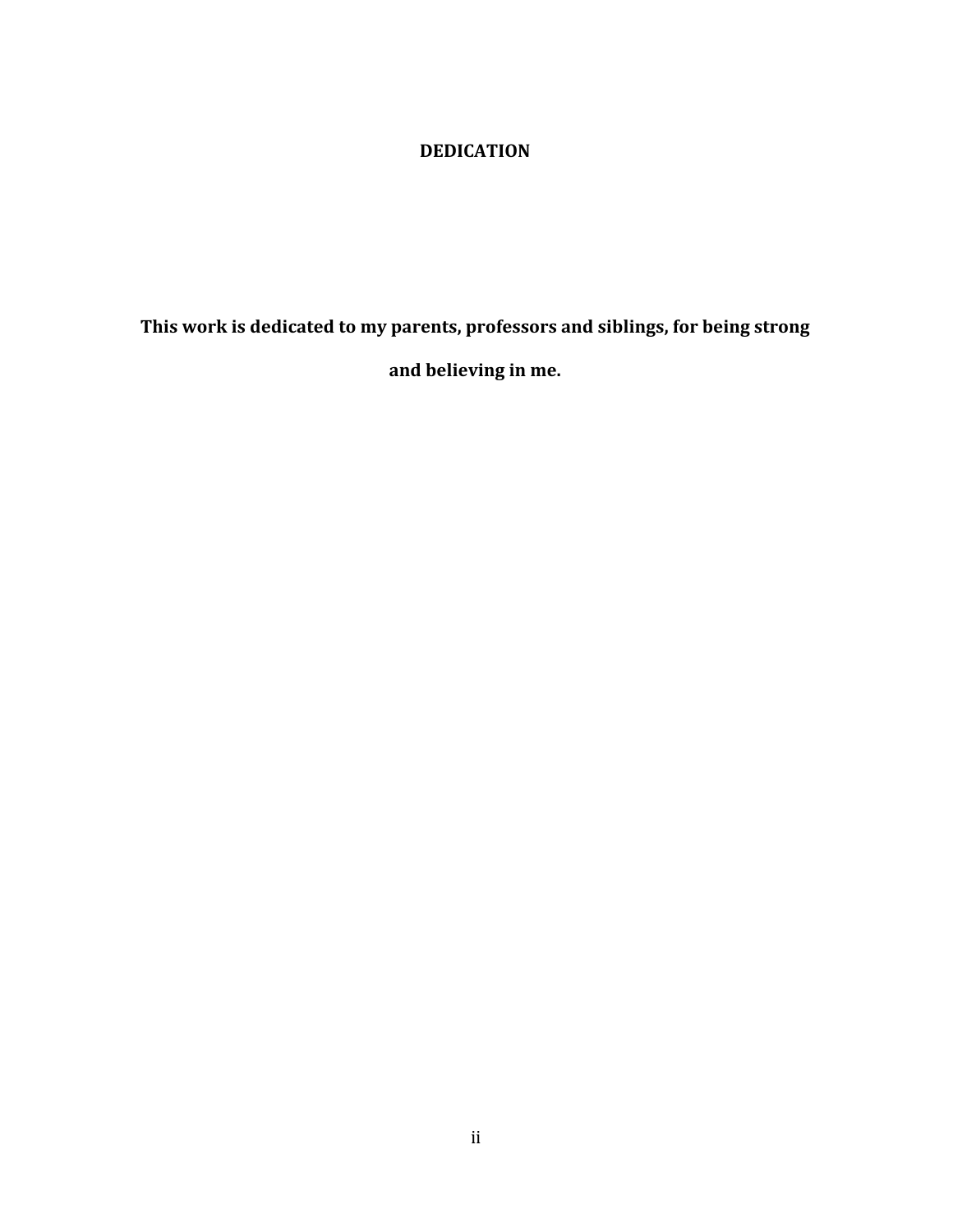# DEDICATION

**This work is dedicated to my parents, professors and siblings, for being strong and believing in me.**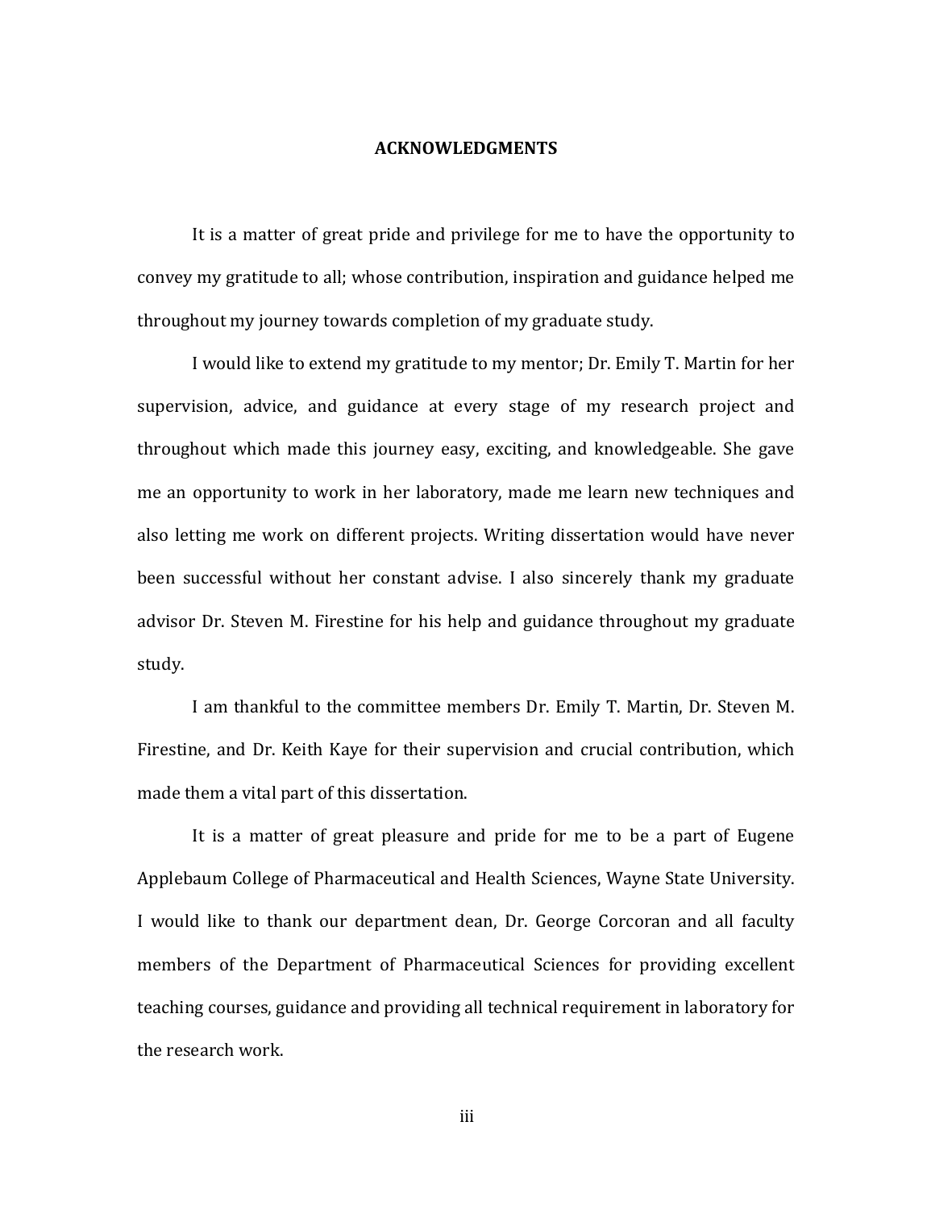## ACKNOWLEDGMENTS

It is a matter of great pride and privilege for me to have the opportunity to convey my gratitude to all; whose contribution, inspiration and guidance helped me throughout my journey towards completion of my graduate study.

I would like to extend my gratitude to my mentor; Dr. Emily T. Martin for her supervision, advice, and guidance at every stage of my research project and throughout which made this journey easy, exciting, and knowledgeable. She gave me an opportunity to work in her laboratory, made me learn new techniques and also letting me work on different projects. Writing dissertation would have never been successful without her constant advise. I also sincerely thank my graduate advisor Dr. Steven M. Firestine for his help and guidance throughout my graduate study.

I am thankful to the committee members Dr. Emily T. Martin, Dr. Steven M. Firestine, and Dr. Keith Kaye for their supervision and crucial contribution, which made them a vital part of this dissertation.

It is a matter of great pleasure and pride for me to be a part of Eugene Applebaum College of Pharmaceutical and Health Sciences, Wayne State University. I would like to thank our department dean, Dr. George Corcoran and all faculty members of the Department of Pharmaceutical Sciences for providing excellent teaching courses, guidance and providing all technical requirement in laboratory for the research work.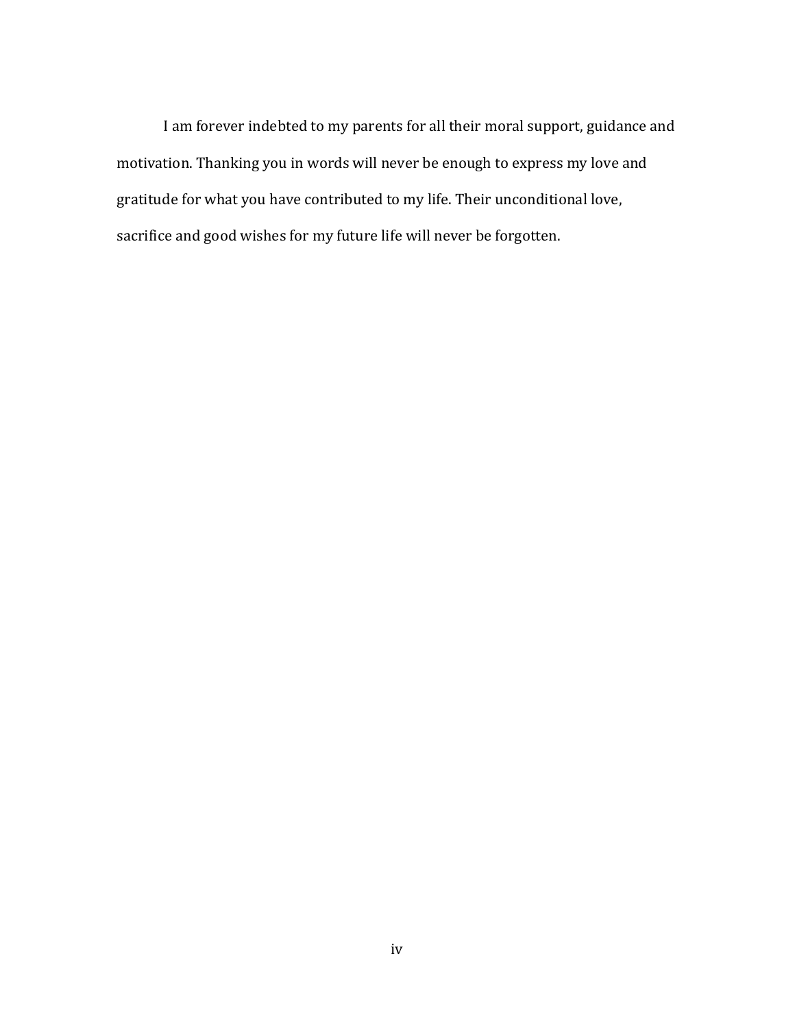I am forever indebted to my parents for all their moral support, guidance and motivation. Thanking you in words will never be enough to express my love and gratitude for what you have contributed to my life. Their unconditional love, sacrifice and good wishes for my future life will never be forgotten.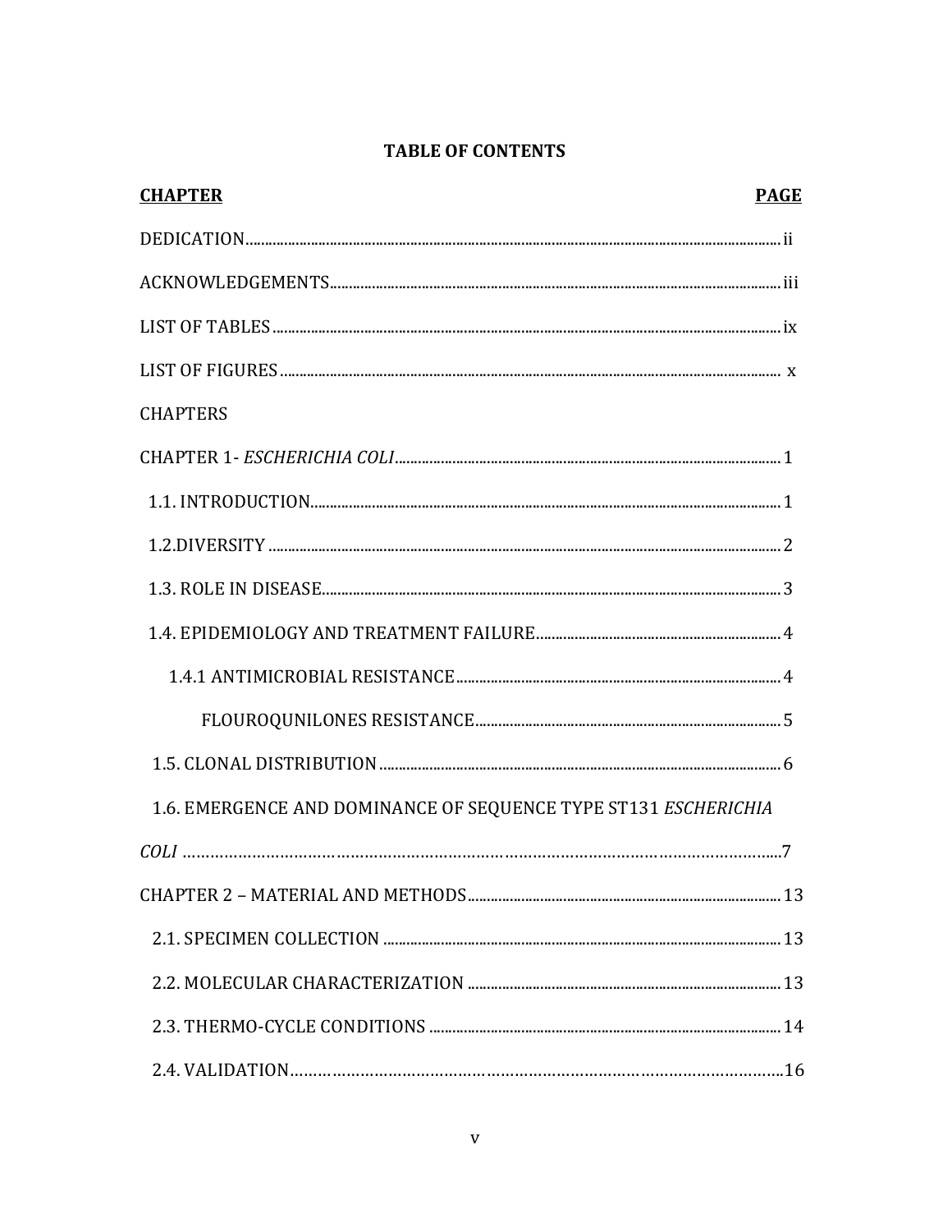# TABLE OF CONTENTS

| **CHAPTER** | **PAGE** |
|---|---|
| DEDICATION | ii |
| ACKNOWLEDGEMENTS | iii |
| LIST OF TABLES | ix |
| LIST OF FIGURES | x |
| CHAPTERS | |
| CHAPTER 1- *ESCHERICHIA COLI* | 1 |
| 1.1. INTRODUCTION | 1 |
| 1.2.DIVERSITY | 2 |
| 1.3. ROLE IN DISEASE | 3 |
| 1.4. EPIDEMIOLOGY AND TREATMENT FAILURE | 4 |
| 1.4.1 ANTIMICROBIAL RESISTANCE | 4 |
| FLOUROQUNILONES RESISTANCE | 5 |
| 1.5. CLONAL DISTRIBUTION | 6 |
| 1.6. EMERGENCE AND DOMINANCE OF SEQUENCE TYPE ST131 *ESCHERICHIA COLI* | 7 |
| CHAPTER 2 – MATERIAL AND METHODS | 13 |
| 2.1. SPECIMEN COLLECTION | 13 |
| 2.2. MOLECULAR CHARACTERIZATION | 13 |
| 2.3. THERMO-CYCLE CONDITIONS | 14 |
| 2.4. VALIDATION | 16 |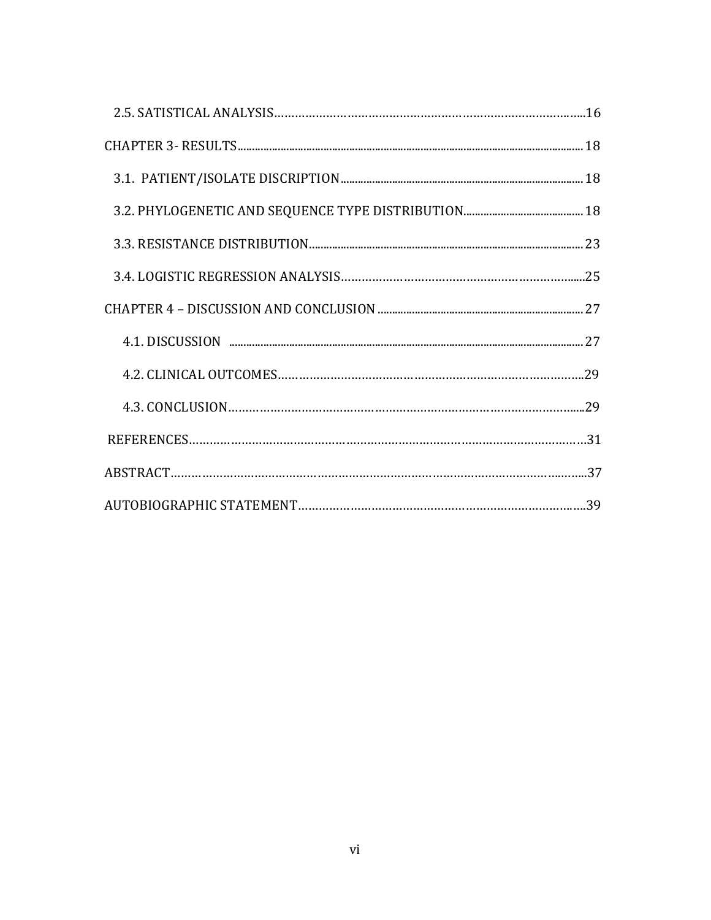2.5. SATISTICAL ANALYSIS........................................................................................16

CHAPTER 3- RESULTS........................................................................................18

3.1. PATIENT/ISOLATE DISCRIPTION........................................................................................18

3.2. PHYLOGENETIC AND SEQUENCE TYPE DISTRIBUTION........................................................................................18

3.3. RESISTANCE DISTRIBUTION........................................................................................23

3.4. LOGISTIC REGRESSION ANALYSIS........................................................................................25

CHAPTER 4 – DISCUSSION AND CONCLUSION........................................................................................27

4.1. DISCUSSION........................................................................................27

4.2. CLINICAL OUTCOMES........................................................................................29

4.3. CONCLUSION........................................................................................29

REFERENCES........................................................................................31

ABSTRACT........................................................................................37

AUTOBIOGRAPHIC STATEMENT........................................................................................39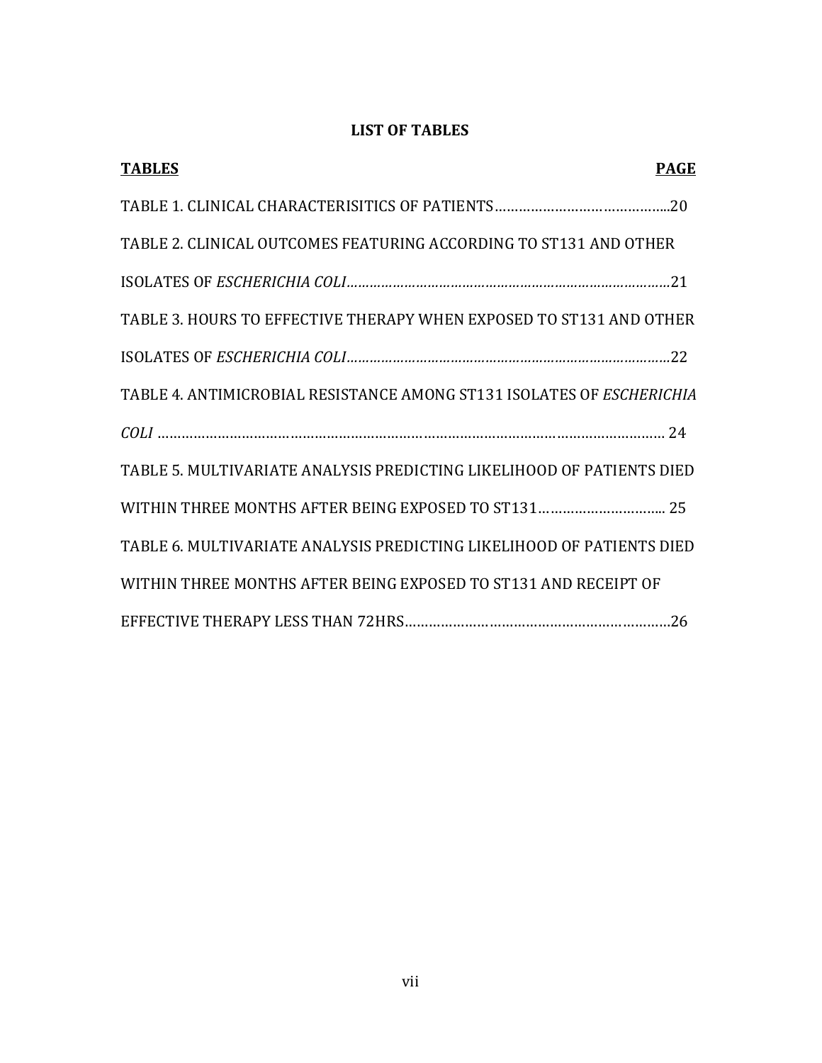# LIST OF TABLES

**TABLES** **PAGE**

TABLE 1. CLINICAL CHARACTERISITICS OF PATIENTS……………………………………...20

TABLE 2. CLINICAL OUTCOMES FEATURING ACCORDING TO ST131 AND OTHER ISOLATES OF *ESCHERICHIA COLI*…………………………………………………………………………21

TABLE 3. HOURS TO EFFECTIVE THERAPY WHEN EXPOSED TO ST131 AND OTHER ISOLATES OF *ESCHERICHIA COLI*…………………………………………………………………………22

TABLE 4. ANTIMICROBIAL RESISTANCE AMONG ST131 ISOLATES OF *ESCHERICHIA COLI* ………………………………………………………………………………………………………… 24

TABLE 5. MULTIVARIATE ANALYSIS PREDICTING LIKELIHOOD OF PATIENTS DIED WITHIN THREE MONTHS AFTER BEING EXPOSED TO ST131………………………….. 25

TABLE 6. MULTIVARIATE ANALYSIS PREDICTING LIKELIHOOD OF PATIENTS DIED WITHIN THREE MONTHS AFTER BEING EXPOSED TO ST131 AND RECEIPT OF EFFECTIVE THERAPY LESS THAN 72HRS…………………………………………………………26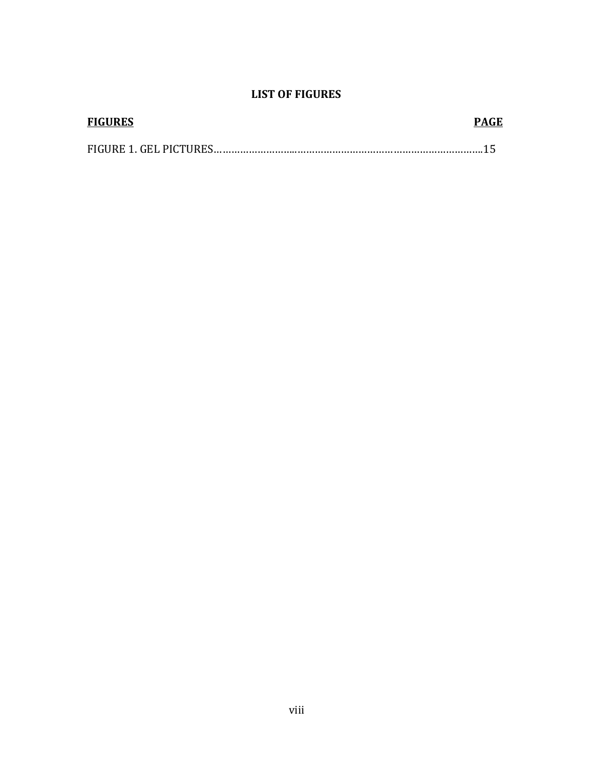# LIST OF FIGURES

| **FIGURES** | **PAGE** |
| --- | --- |
| FIGURE 1. GEL PICTURES | 15 |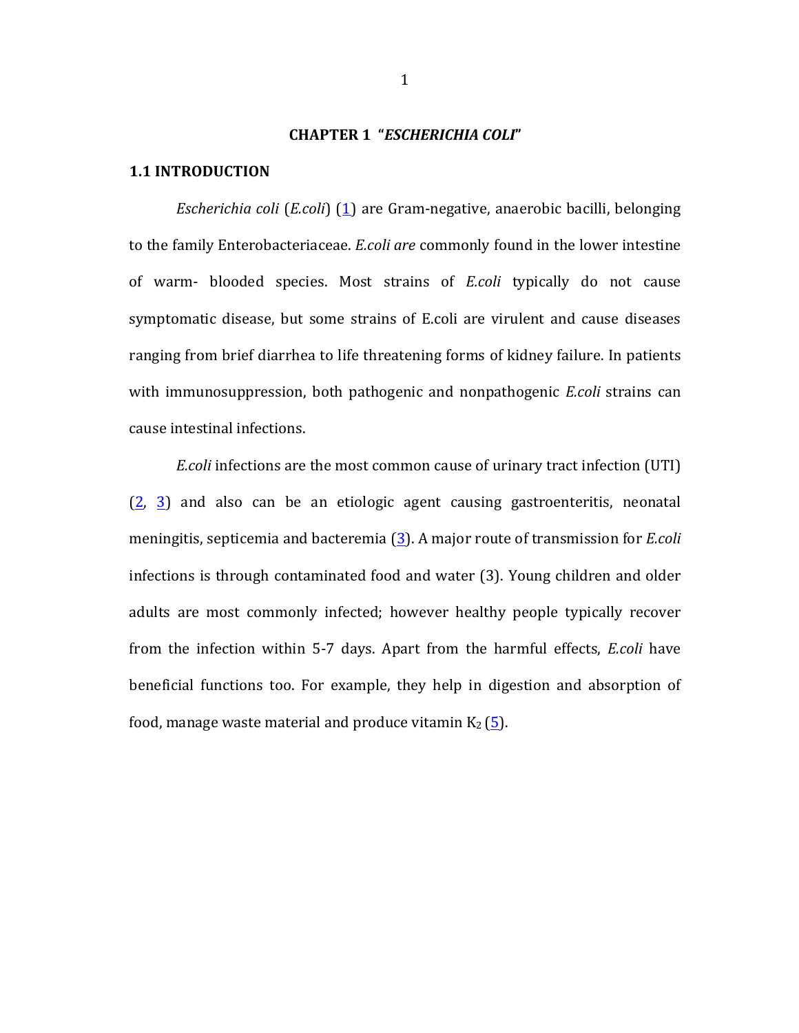# CHAPTER 1 "*ESCHERICHIA COLI*"

## 1.1 INTRODUCTION

*Escherichia coli* (*E.coli*) (1) are Gram-negative, anaerobic bacilli, belonging to the family Enterobacteriaceae. *E.coli are* commonly found in the lower intestine of warm- blooded species. Most strains of *E.coli* typically do not cause symptomatic disease, but some strains of E.coli are virulent and cause diseases ranging from brief diarrhea to life threatening forms of kidney failure. In patients with immunosuppression, both pathogenic and nonpathogenic *E.coli* strains can cause intestinal infections.

*E.coli* infections are the most common cause of urinary tract infection (UTI) (2, 3) and also can be an etiologic agent causing gastroenteritis, neonatal meningitis, septicemia and bacteremia (3). A major route of transmission for *E.coli* infections is through contaminated food and water (3). Young children and older adults are most commonly infected; however healthy people typically recover from the infection within 5-7 days. Apart from the harmful effects, *E.coli* have beneficial functions too. For example, they help in digestion and absorption of food, manage waste material and produce vitamin $K_2$ (5).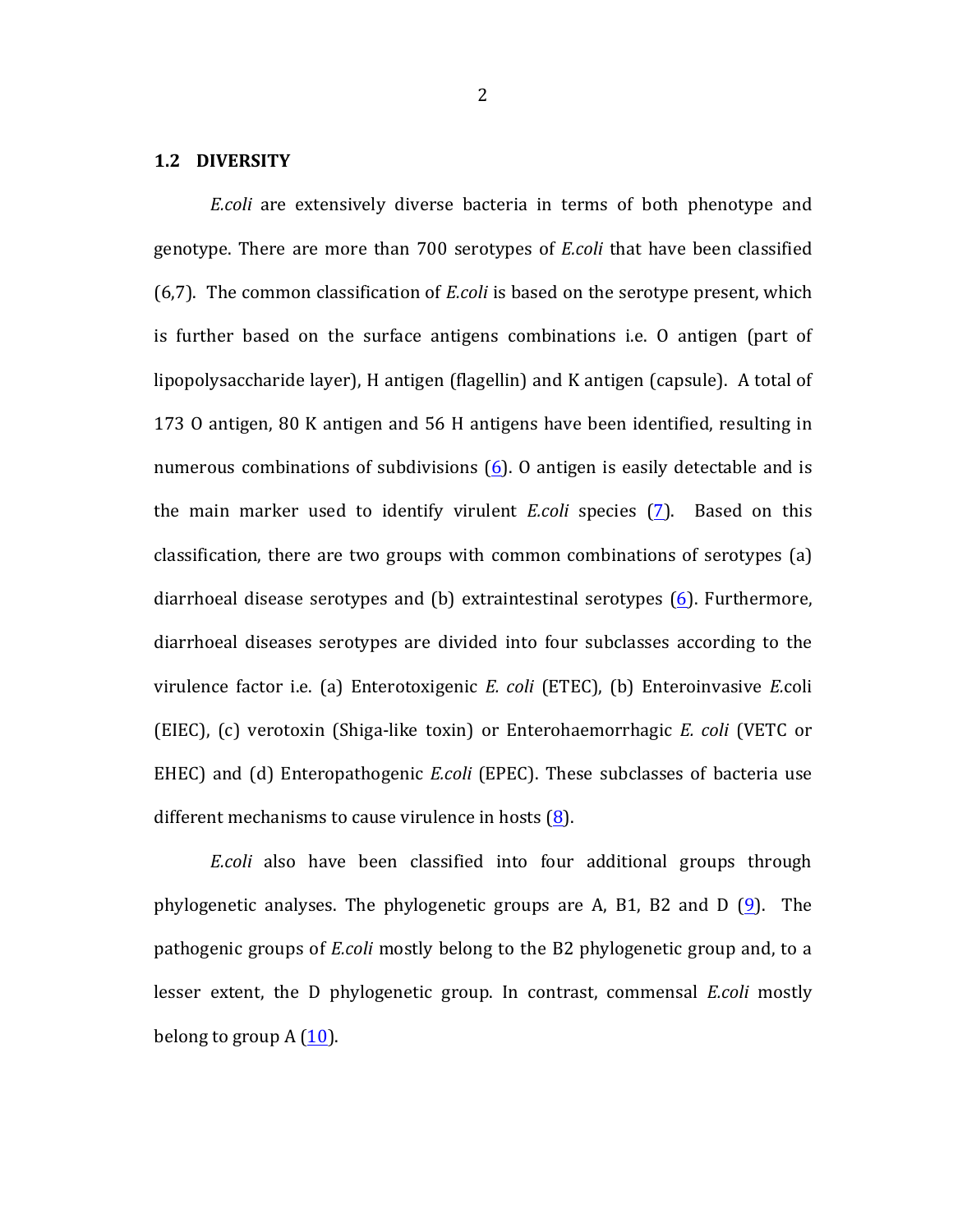## 1.2 DIVERSITY

*E.coli* are extensively diverse bacteria in terms of both phenotype and genotype. There are more than 700 serotypes of *E.coli* that have been classified (6,7). The common classification of *E.coli* is based on the serotype present, which is further based on the surface antigens combinations i.e. O antigen (part of lipopolysaccharide layer), H antigen (flagellin) and K antigen (capsule). A total of 173 O antigen, 80 K antigen and 56 H antigens have been identified, resulting in numerous combinations of subdivisions (6). O antigen is easily detectable and is the main marker used to identify virulent *E.coli* species (7). Based on this classification, there are two groups with common combinations of serotypes (a) diarrhoeal disease serotypes and (b) extraintestinal serotypes (6). Furthermore, diarrhoeal diseases serotypes are divided into four subclasses according to the virulence factor i.e. (a) Enterotoxigenic *E. coli* (ETEC), (b) Enteroinvasive *E.*coli (EIEC), (c) verotoxin (Shiga-like toxin) or Enterohaemorrhagic *E. coli* (VETC or EHEC) and (d) Enteropathogenic *E.coli* (EPEC). These subclasses of bacteria use different mechanisms to cause virulence in hosts (8).

*E.coli* also have been classified into four additional groups through phylogenetic analyses. The phylogenetic groups are A, B1, B2 and D (9). The pathogenic groups of *E.coli* mostly belong to the B2 phylogenetic group and, to a lesser extent, the D phylogenetic group. In contrast, commensal *E.coli* mostly belong to group A (10).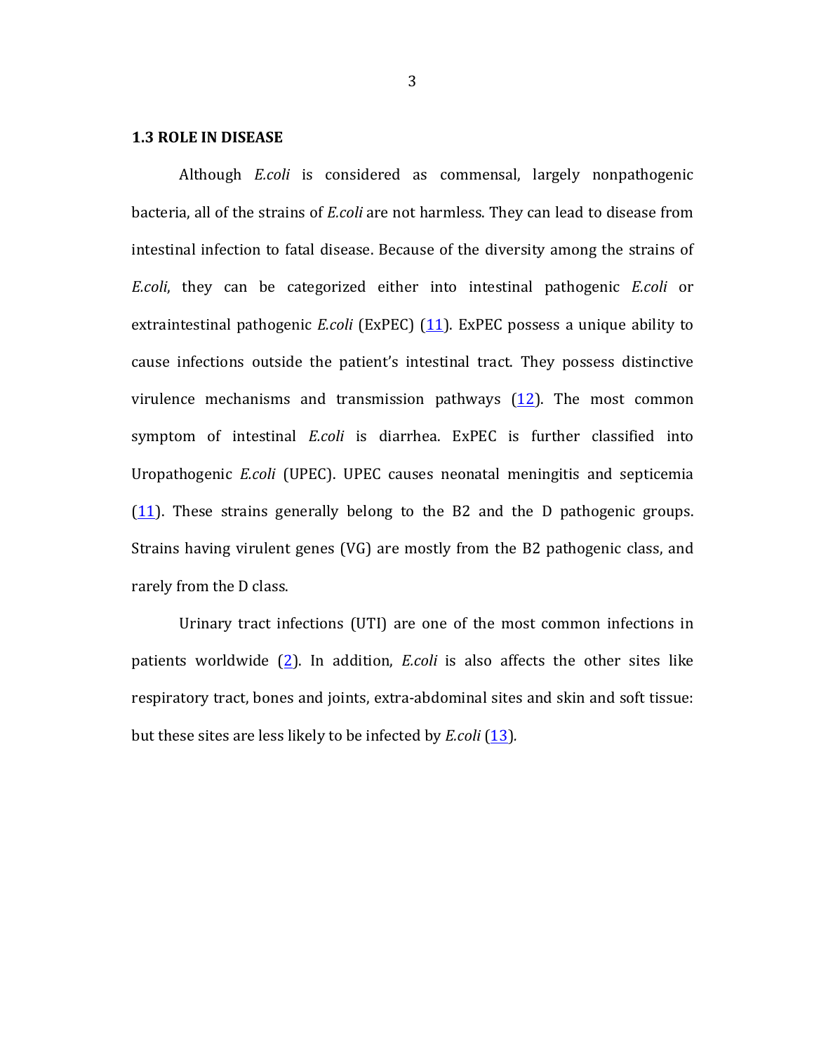### 1.3 ROLE IN DISEASE

Although *E.coli* is considered as commensal, largely nonpathogenic bacteria, all of the strains of *E.coli* are not harmless. They can lead to disease from intestinal infection to fatal disease. Because of the diversity among the strains of *E.coli*, they can be categorized either into intestinal pathogenic *E.coli* or extraintestinal pathogenic *E.coli* (ExPEC) (11). ExPEC possess a unique ability to cause infections outside the patient's intestinal tract. They possess distinctive virulence mechanisms and transmission pathways (12). The most common symptom of intestinal *E.coli* is diarrhea. ExPEC is further classified into Uropathogenic *E.coli* (UPEC). UPEC causes neonatal meningitis and septicemia (11). These strains generally belong to the B2 and the D pathogenic groups. Strains having virulent genes (VG) are mostly from the B2 pathogenic class, and rarely from the D class.

Urinary tract infections (UTI) are one of the most common infections in patients worldwide (2). In addition, *E.coli* is also affects the other sites like respiratory tract, bones and joints, extra-abdominal sites and skin and soft tissue: but these sites are less likely to be infected by *E.coli* (13).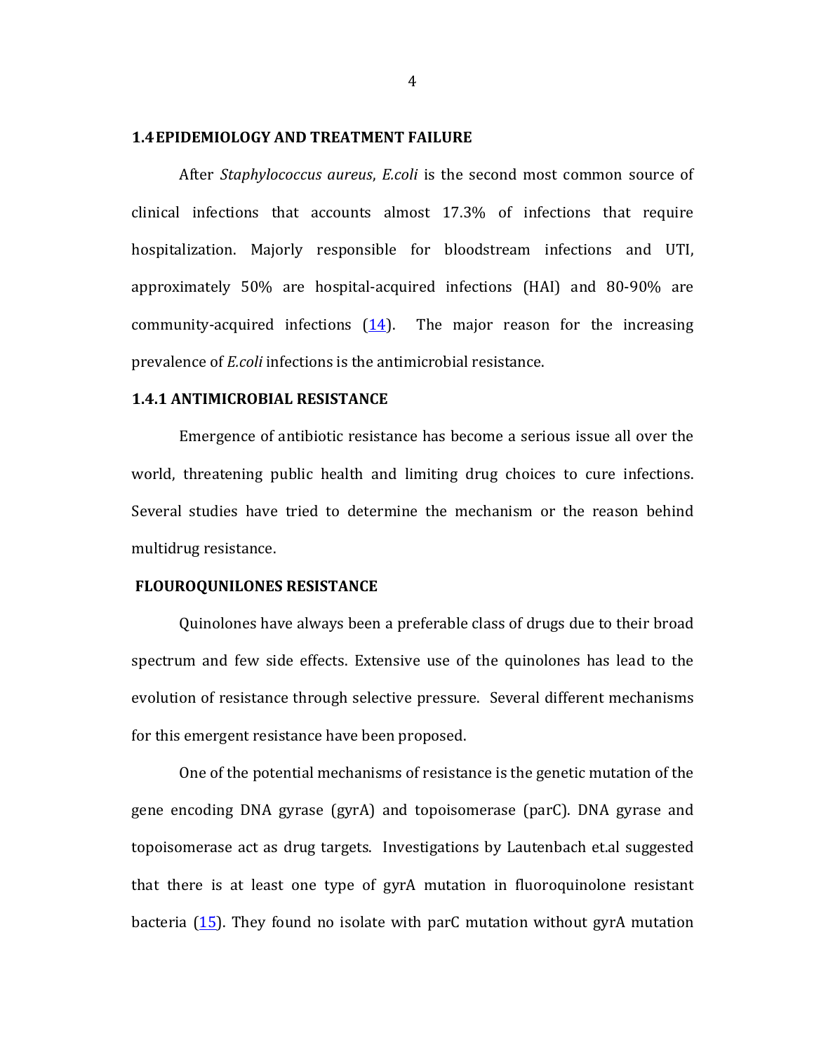## 1.4 EPIDEMIOLOGY AND TREATMENT FAILURE

After *Staphylococcus aureus*, *E.coli* is the second most common source of clinical infections that accounts almost 17.3% of infections that require hospitalization. Majorly responsible for bloodstream infections and UTI, approximately 50% are hospital-acquired infections (HAI) and 80-90% are community-acquired infections (14). The major reason for the increasing prevalence of *E.coli* infections is the antimicrobial resistance.

### 1.4.1 ANTIMICROBIAL RESISTANCE

Emergence of antibiotic resistance has become a serious issue all over the world, threatening public health and limiting drug choices to cure infections. Several studies have tried to determine the mechanism or the reason behind multidrug resistance.

#### FLOUROQUNILONES RESISTANCE

Quinolones have always been a preferable class of drugs due to their broad spectrum and few side effects. Extensive use of the quinolones has lead to the evolution of resistance through selective pressure. Several different mechanisms for this emergent resistance have been proposed.

One of the potential mechanisms of resistance is the genetic mutation of the gene encoding DNA gyrase (gyrA) and topoisomerase (parC). DNA gyrase and topoisomerase act as drug targets. Investigations by Lautenbach et.al suggested that there is at least one type of gyrA mutation in fluoroquinolone resistant bacteria (15). They found no isolate with parC mutation without gyrA mutation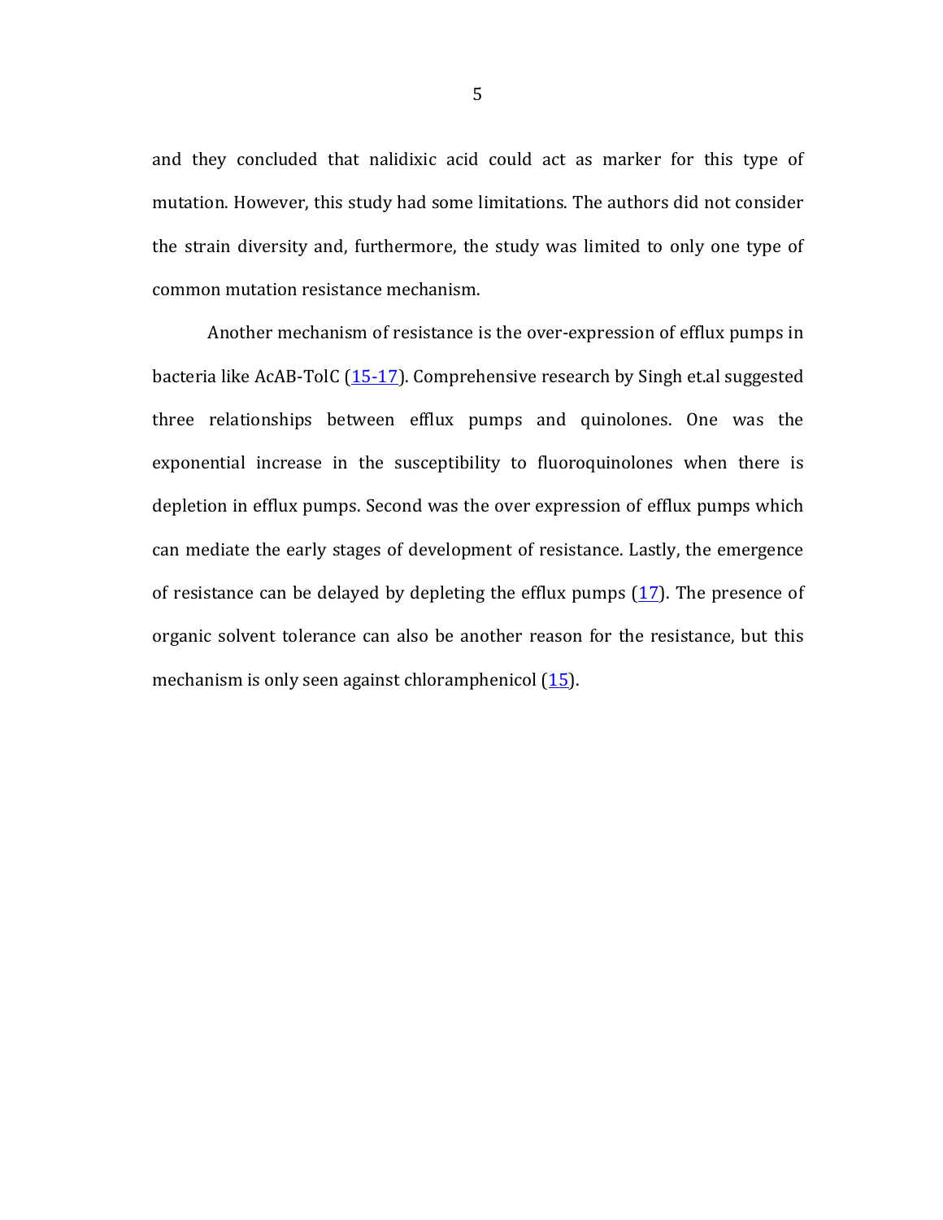and they concluded that nalidixic acid could act as marker for this type of mutation. However, this study had some limitations. The authors did not consider the strain diversity and, furthermore, the study was limited to only one type of common mutation resistance mechanism.

Another mechanism of resistance is the over-expression of efflux pumps in bacteria like AcAB-TolC (15-17). Comprehensive research by Singh et.al suggested three relationships between efflux pumps and quinolones. One was the exponential increase in the susceptibility to fluoroquinolones when there is depletion in efflux pumps. Second was the over expression of efflux pumps which can mediate the early stages of development of resistance. Lastly, the emergence of resistance can be delayed by depleting the efflux pumps (17). The presence of organic solvent tolerance can also be another reason for the resistance, but this mechanism is only seen against chloramphenicol (15).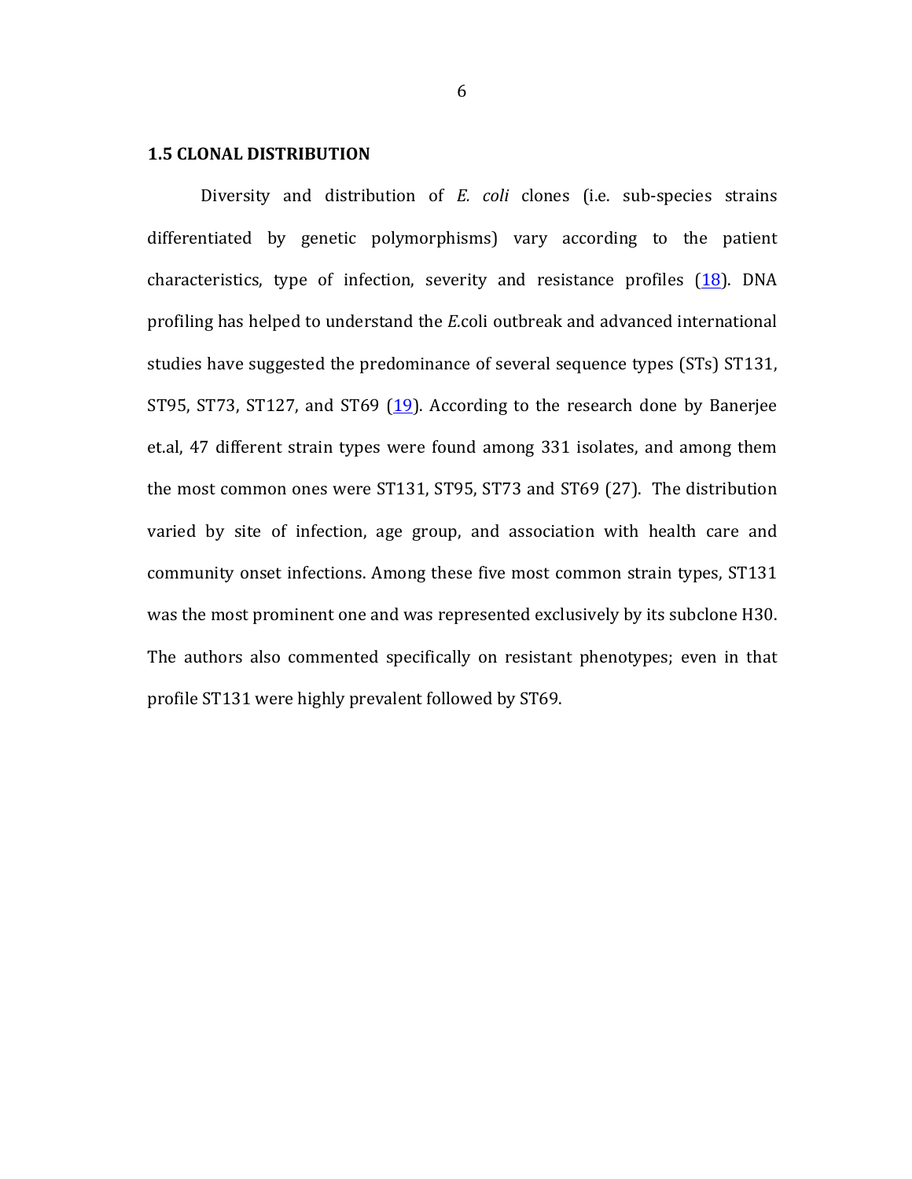### 1.5 CLONAL DISTRIBUTION

Diversity and distribution of *E. coli* clones (i.e. sub-species strains differentiated by genetic polymorphisms) vary according to the patient characteristics, type of infection, severity and resistance profiles (18). DNA profiling has helped to understand the *E.*coli outbreak and advanced international studies have suggested the predominance of several sequence types (STs) ST131, ST95, ST73, ST127, and ST69 (19). According to the research done by Banerjee et.al, 47 different strain types were found among 331 isolates, and among them the most common ones were ST131, ST95, ST73 and ST69 (27). The distribution varied by site of infection, age group, and association with health care and community onset infections. Among these five most common strain types, ST131 was the most prominent one and was represented exclusively by its subclone H30. The authors also commented specifically on resistant phenotypes; even in that profile ST131 were highly prevalent followed by ST69.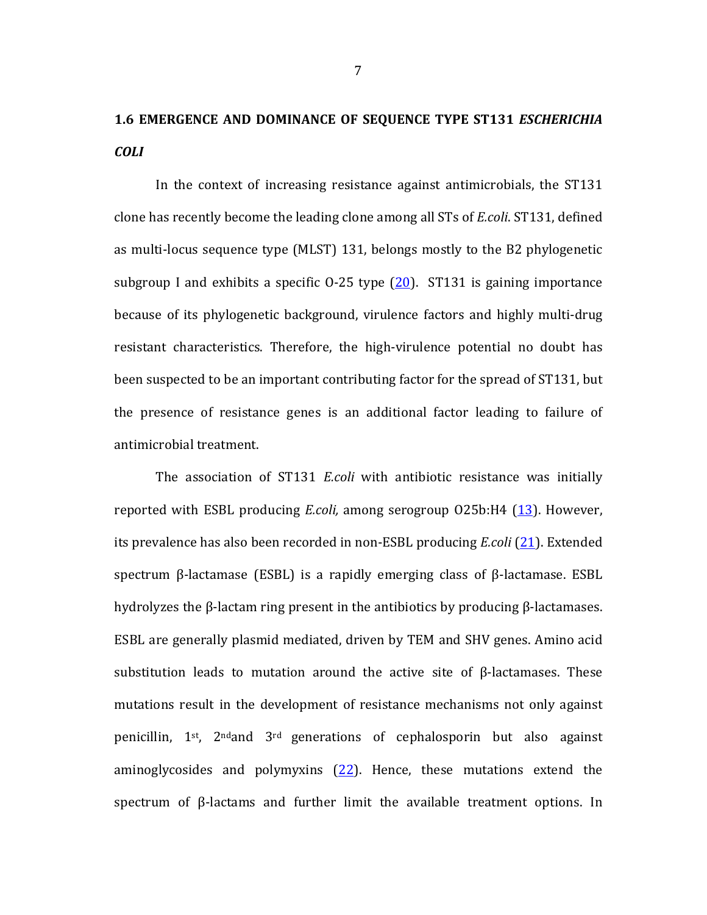## 1.6 EMERGENCE AND DOMINANCE OF SEQUENCE TYPE ST131 *ESCHERICHIA COLI*

In the context of increasing resistance against antimicrobials, the ST131 clone has recently become the leading clone among all STs of *E.coli*. ST131, defined as multi-locus sequence type (MLST) 131, belongs mostly to the B2 phylogenetic subgroup I and exhibits a specific O-25 type (20). ST131 is gaining importance because of its phylogenetic background, virulence factors and highly multi-drug resistant characteristics. Therefore, the high-virulence potential no doubt has been suspected to be an important contributing factor for the spread of ST131, but the presence of resistance genes is an additional factor leading to failure of antimicrobial treatment.

The association of ST131 *E.coli* with antibiotic resistance was initially reported with ESBL producing *E.coli,* among serogroup O25b:H4 (13). However, its prevalence has also been recorded in non-ESBL producing *E.coli* (21). Extended spectrum β-lactamase (ESBL) is a rapidly emerging class of β-lactamase. ESBL hydrolyzes the β-lactam ring present in the antibiotics by producing β-lactamases. ESBL are generally plasmid mediated, driven by TEM and SHV genes. Amino acid substitution leads to mutation around the active site of β-lactamases. These mutations result in the development of resistance mechanisms not only against penicillin, 1st, 2ndand 3rd generations of cephalosporin but also against aminoglycosides and polymyxins (22). Hence, these mutations extend the spectrum of β-lactams and further limit the available treatment options. In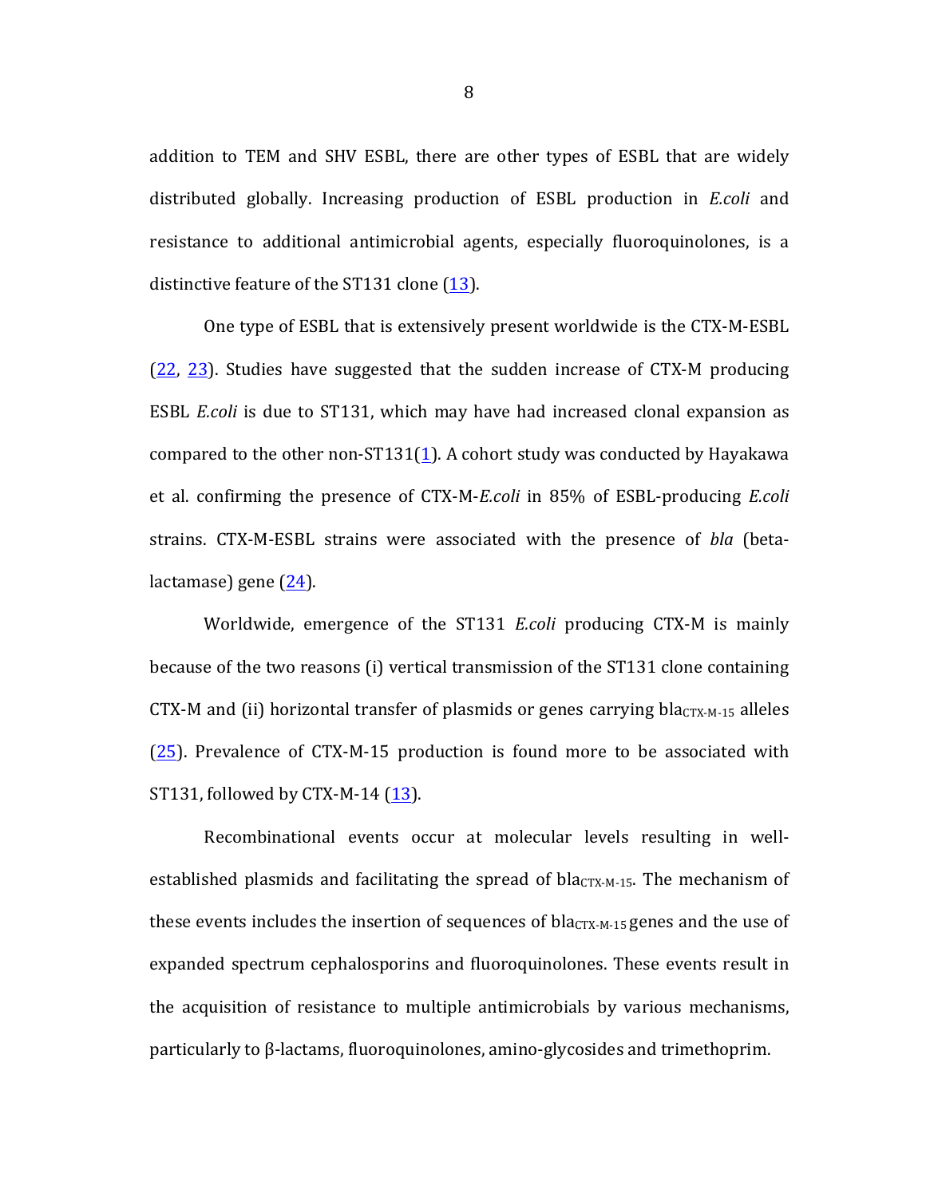addition to TEM and SHV ESBL, there are other types of ESBL that are widely distributed globally. Increasing production of ESBL production in *E.coli* and resistance to additional antimicrobial agents, especially fluoroquinolones, is a distinctive feature of the ST131 clone (13).

One type of ESBL that is extensively present worldwide is the CTX-M-ESBL (22, 23). Studies have suggested that the sudden increase of CTX-M producing ESBL *E.coli* is due to ST131, which may have had increased clonal expansion as compared to the other non-ST131(1). A cohort study was conducted by Hayakawa et al. confirming the presence of CTX-M-*E.coli* in 85% of ESBL-producing *E.coli* strains. CTX-M-ESBL strains were associated with the presence of *bla* (beta-lactamase) gene (24).

Worldwide, emergence of the ST131 *E.coli* producing CTX-M is mainly because of the two reasons (i) vertical transmission of the ST131 clone containing CTX-M and (ii) horizontal transfer of plasmids or genes carrying $bla_{CTX\text{-}M\text{-}15}$ alleles (25). Prevalence of CTX-M-15 production is found more to be associated with ST131, followed by CTX-M-14 (13).

Recombinational events occur at molecular levels resulting in well-established plasmids and facilitating the spread of $bla_{CTX\text{-}M\text{-}15}$. The mechanism of these events includes the insertion of sequences of $bla_{CTX\text{-}M\text{-}15}$ genes and the use of expanded spectrum cephalosporins and fluoroquinolones. These events result in the acquisition of resistance to multiple antimicrobials by various mechanisms, particularly to β-lactams, fluoroquinolones, amino-glycosides and trimethoprim.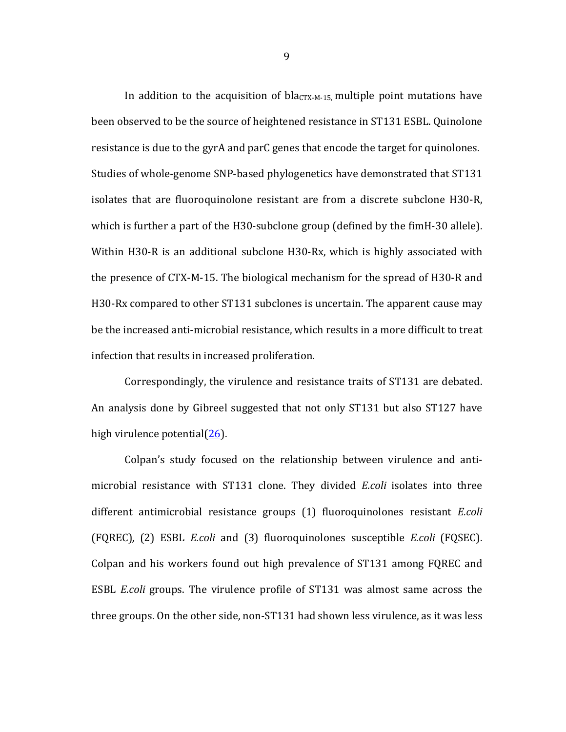In addition to the acquisition of $bla_{CTX-M-15,}$ multiple point mutations have been observed to be the source of heightened resistance in ST131 ESBL. Quinolone resistance is due to the gyrA and parC genes that encode the target for quinolones. Studies of whole-genome SNP-based phylogenetics have demonstrated that ST131 isolates that are fluoroquinolone resistant are from a discrete subclone H30-R, which is further a part of the H30-subclone group (defined by the fimH-30 allele). Within H30-R is an additional subclone H30-Rx, which is highly associated with the presence of CTX-M-15. The biological mechanism for the spread of H30-R and H30-Rx compared to other ST131 subclones is uncertain. The apparent cause may be the increased anti-microbial resistance, which results in a more difficult to treat infection that results in increased proliferation.

Correspondingly, the virulence and resistance traits of ST131 are debated. An analysis done by Gibreel suggested that not only ST131 but also ST127 have high virulence potential(26).

Colpan's study focused on the relationship between virulence and anti-microbial resistance with ST131 clone. They divided *E.coli* isolates into three different antimicrobial resistance groups (1) fluoroquinolones resistant *E.coli* (FQREC), (2) ESBL *E.coli* and (3) fluoroquinolones susceptible *E.coli* (FQSEC). Colpan and his workers found out high prevalence of ST131 among FQREC and ESBL *E.coli* groups. The virulence profile of ST131 was almost same across the three groups. On the other side, non-ST131 had shown less virulence, as it was less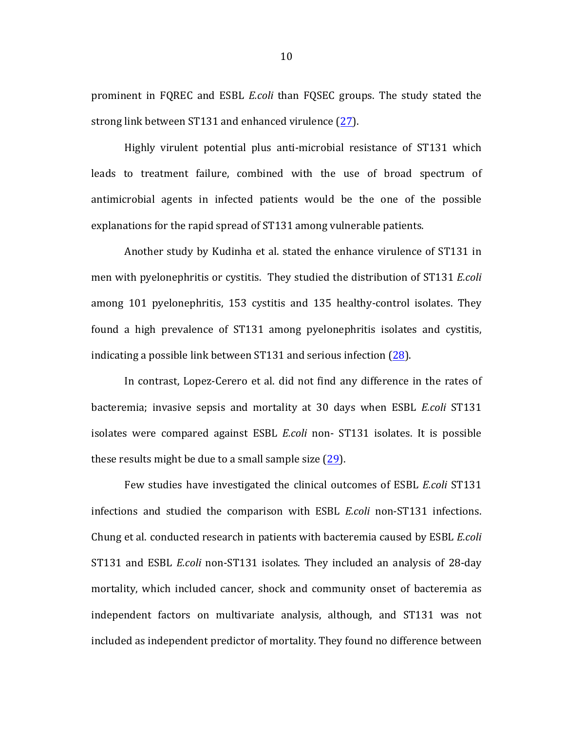prominent in FQREC and ESBL *E.coli* than FQSEC groups. The study stated the strong link between ST131 and enhanced virulence (27).

Highly virulent potential plus anti-microbial resistance of ST131 which leads to treatment failure, combined with the use of broad spectrum of antimicrobial agents in infected patients would be the one of the possible explanations for the rapid spread of ST131 among vulnerable patients.

Another study by Kudinha et al. stated the enhance virulence of ST131 in men with pyelonephritis or cystitis. They studied the distribution of ST131 *E.coli* among 101 pyelonephritis, 153 cystitis and 135 healthy-control isolates. They found a high prevalence of ST131 among pyelonephritis isolates and cystitis, indicating a possible link between ST131 and serious infection (28).

In contrast, Lopez-Cerero et al. did not find any difference in the rates of bacteremia; invasive sepsis and mortality at 30 days when ESBL *E.coli* ST131 isolates were compared against ESBL *E.coli* non- ST131 isolates. It is possible these results might be due to a small sample size (29).

Few studies have investigated the clinical outcomes of ESBL *E.coli* ST131 infections and studied the comparison with ESBL *E.coli* non-ST131 infections. Chung et al. conducted research in patients with bacteremia caused by ESBL *E.coli* ST131 and ESBL *E.coli* non-ST131 isolates. They included an analysis of 28-day mortality, which included cancer, shock and community onset of bacteremia as independent factors on multivariate analysis, although, and ST131 was not included as independent predictor of mortality. They found no difference between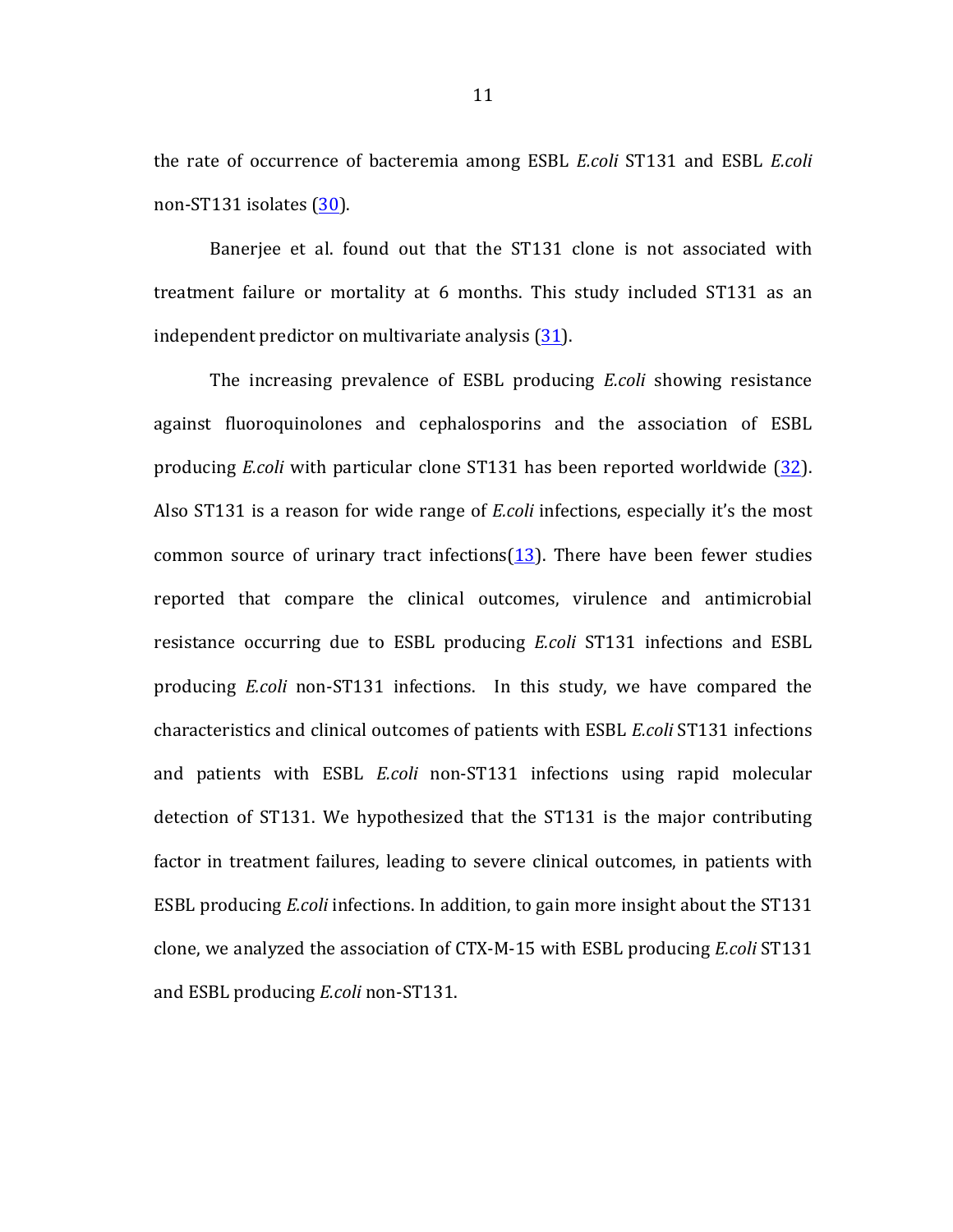the rate of occurrence of bacteremia among ESBL *E.coli* ST131 and ESBL *E.coli* non-ST131 isolates (30).

Banerjee et al. found out that the ST131 clone is not associated with treatment failure or mortality at 6 months. This study included ST131 as an independent predictor on multivariate analysis (31).

The increasing prevalence of ESBL producing *E.coli* showing resistance against fluoroquinolones and cephalosporins and the association of ESBL producing *E.coli* with particular clone ST131 has been reported worldwide (32). Also ST131 is a reason for wide range of *E.coli* infections, especially it's the most common source of urinary tract infections(13). There have been fewer studies reported that compare the clinical outcomes, virulence and antimicrobial resistance occurring due to ESBL producing *E.coli* ST131 infections and ESBL producing *E.coli* non-ST131 infections. In this study, we have compared the characteristics and clinical outcomes of patients with ESBL *E.coli* ST131 infections and patients with ESBL *E.coli* non-ST131 infections using rapid molecular detection of ST131. We hypothesized that the ST131 is the major contributing factor in treatment failures, leading to severe clinical outcomes, in patients with ESBL producing *E.coli* infections. In addition, to gain more insight about the ST131 clone, we analyzed the association of CTX-M-15 with ESBL producing *E.coli* ST131 and ESBL producing *E.coli* non-ST131.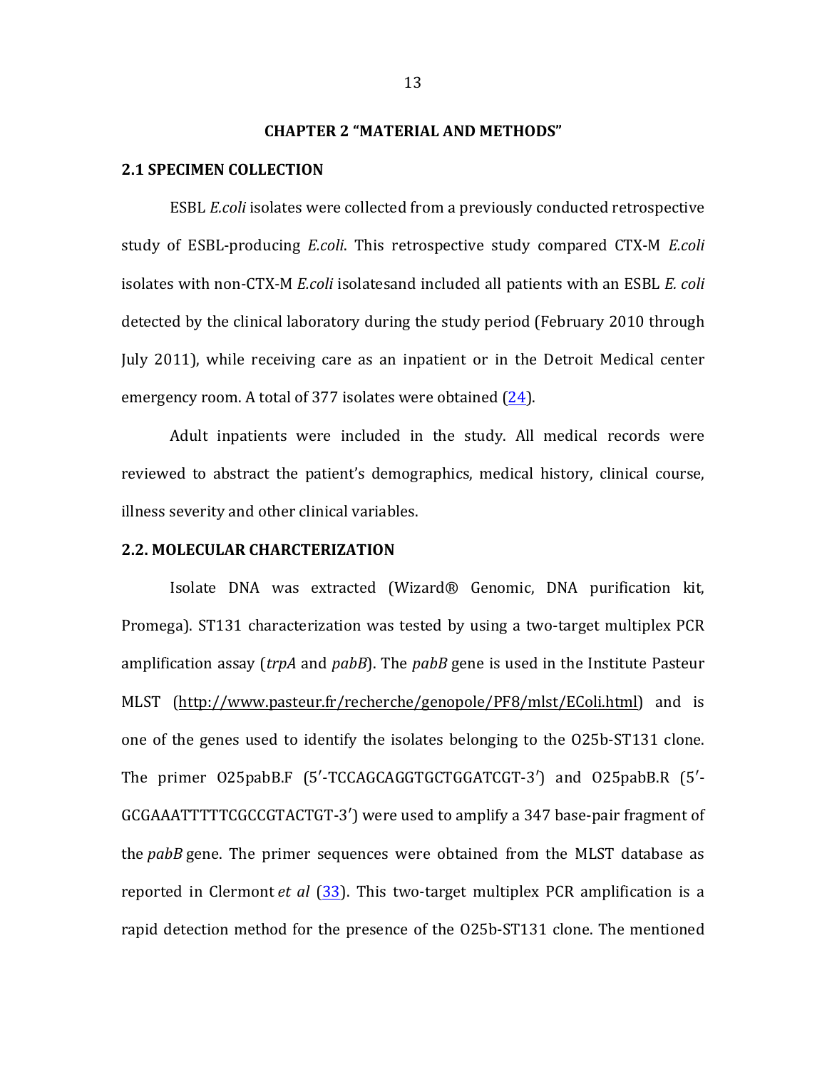# CHAPTER 2 "MATERIAL AND METHODS"

## 2.1 SPECIMEN COLLECTION

ESBL *E.coli* isolates were collected from a previously conducted retrospective study of ESBL-producing *E.coli*. This retrospective study compared CTX-M *E.coli* isolates with non-CTX-M *E.coli* isolatesand included all patients with an ESBL *E. coli* detected by the clinical laboratory during the study period (February 2010 through July 2011), while receiving care as an inpatient or in the Detroit Medical center emergency room. A total of 377 isolates were obtained (24).

Adult inpatients were included in the study. All medical records were reviewed to abstract the patient's demographics, medical history, clinical course, illness severity and other clinical variables.

## 2.2. MOLECULAR CHARCTERIZATION

Isolate DNA was extracted (Wizard® Genomic, DNA purification kit, Promega). ST131 characterization was tested by using a two-target multiplex PCR amplification assay (*trpA* and *pabB*). The *pabB* gene is used in the Institute Pasteur MLST (http://www.pasteur.fr/recherche/genopole/PF8/mlst/EColi.html) and is one of the genes used to identify the isolates belonging to the O25b-ST131 clone. The primer O25pabB.F (5′-TCCAGCAGGTGCTGGATCGT-3′) and O25pabB.R (5′-GCGAAATTTTTCGCCGTACTGT-3′) were used to amplify a 347 base-pair fragment of the *pabB* gene. The primer sequences were obtained from the MLST database as reported in Clermont *et al* (33). This two-target multiplex PCR amplification is a rapid detection method for the presence of the O25b-ST131 clone. The mentioned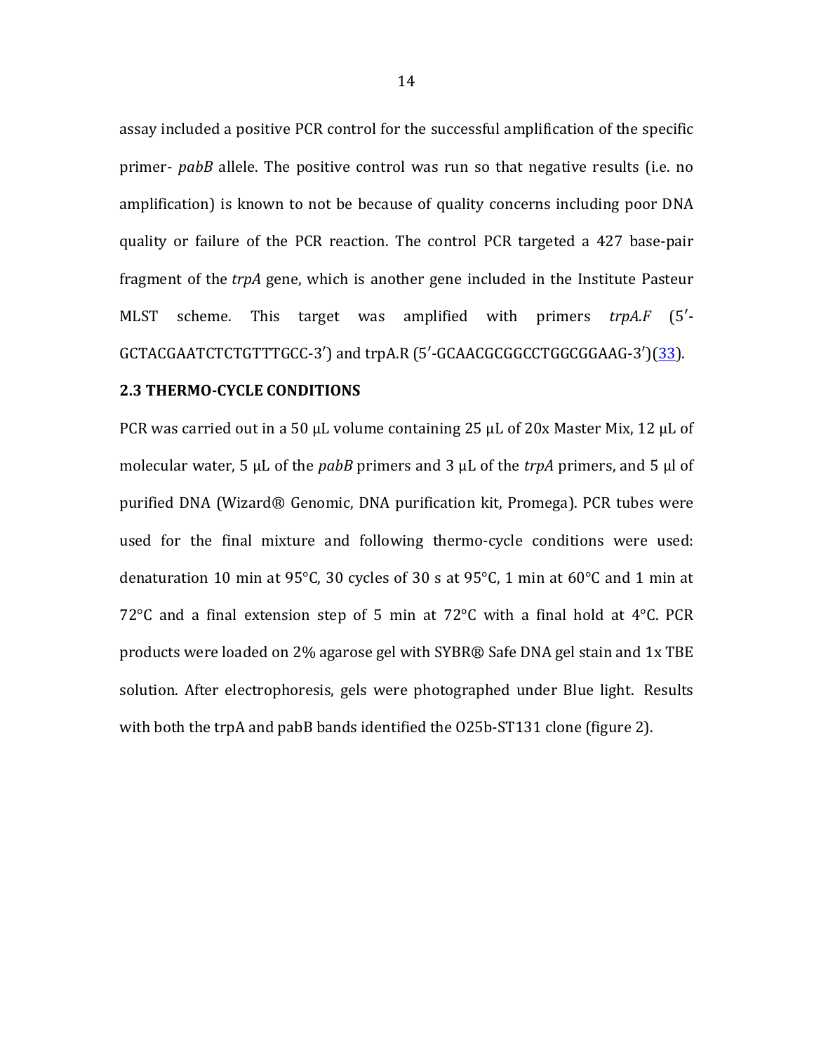assay included a positive PCR control for the successful amplification of the specific primer- *pabB* allele. The positive control was run so that negative results (i.e. no amplification) is known to not be because of quality concerns including poor DNA quality or failure of the PCR reaction. The control PCR targeted a 427 base-pair fragment of the *trpA* gene, which is another gene included in the Institute Pasteur MLST scheme. This target was amplified with primers *trpA.F* (5′-GCTACGAATCTCTGTTTGCC-3′) and trpA.R (5′-GCAACGCGGCCTGGCGGAAG-3′)(33).

**2.3 THERMO-CYCLE CONDITIONS**

PCR was carried out in a 50 μL volume containing 25 μL of 20x Master Mix, 12 μL of molecular water, 5 μL of the *pabB* primers and 3 μL of the *trpA* primers, and 5 μl of purified DNA (Wizard® Genomic, DNA purification kit, Promega). PCR tubes were used for the final mixture and following thermo-cycle conditions were used: denaturation 10 min at 95°C, 30 cycles of 30 s at 95°C, 1 min at 60°C and 1 min at 72°C and a final extension step of 5 min at 72°C with a final hold at 4°C. PCR products were loaded on 2% agarose gel with SYBR® Safe DNA gel stain and 1x TBE solution. After electrophoresis, gels were photographed under Blue light. Results with both the trpA and pabB bands identified the O25b-ST131 clone (figure 2).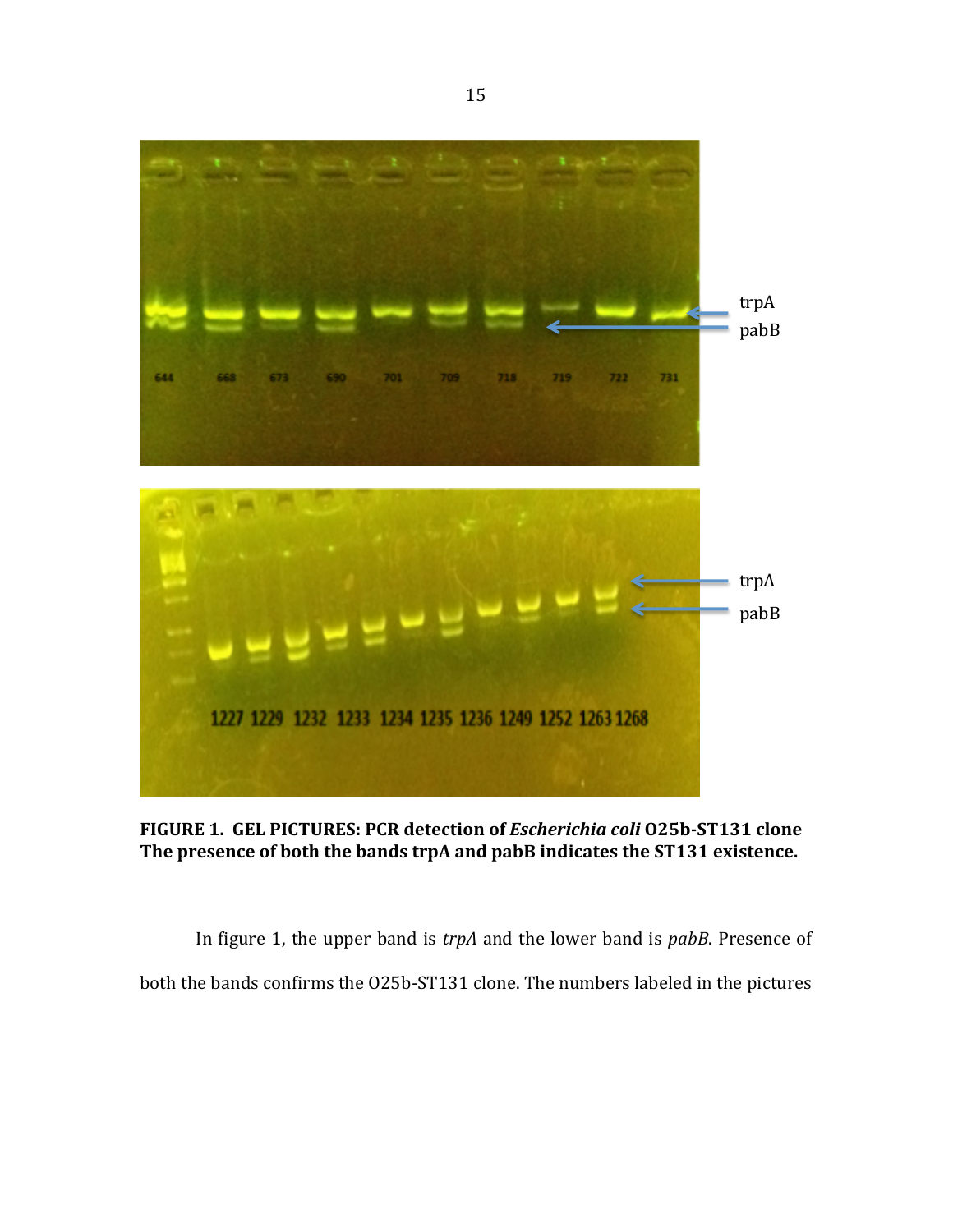**FIGURE 1. GEL PICTURES: PCR detection of *Escherichia coli* O25b-ST131 clone The presence of both the bands trpA and pabB indicates the ST131 existence.**

In figure 1, the upper band is *trpA* and the lower band is *pabB*. Presence of both the bands confirms the O25b-ST131 clone. The numbers labeled in the pictures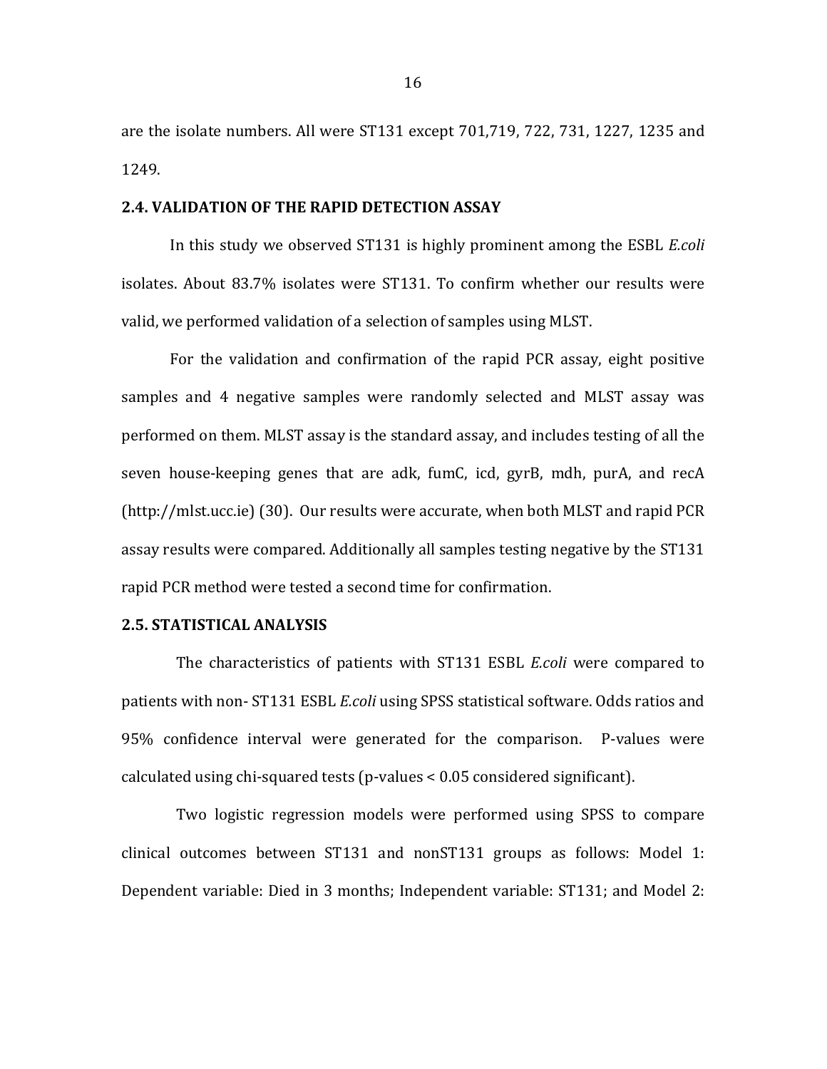are the isolate numbers. All were ST131 except 701,719, 722, 731, 1227, 1235 and 1249.

### 2.4. VALIDATION OF THE RAPID DETECTION ASSAY

In this study we observed ST131 is highly prominent among the ESBL *E.coli* isolates. About 83.7% isolates were ST131. To confirm whether our results were valid, we performed validation of a selection of samples using MLST.

For the validation and confirmation of the rapid PCR assay, eight positive samples and 4 negative samples were randomly selected and MLST assay was performed on them. MLST assay is the standard assay, and includes testing of all the seven house-keeping genes that are adk, fumC, icd, gyrB, mdh, purA, and recA (http://mlst.ucc.ie) (30). Our results were accurate, when both MLST and rapid PCR assay results were compared. Additionally all samples testing negative by the ST131 rapid PCR method were tested a second time for confirmation.

### 2.5. STATISTICAL ANALYSIS

The characteristics of patients with ST131 ESBL *E.coli* were compared to patients with non- ST131 ESBL *E.coli* using SPSS statistical software. Odds ratios and 95% confidence interval were generated for the comparison. P-values were calculated using chi-squared tests (p-values < 0.05 considered significant).

Two logistic regression models were performed using SPSS to compare clinical outcomes between ST131 and nonST131 groups as follows: Model 1: Dependent variable: Died in 3 months; Independent variable: ST131; and Model 2: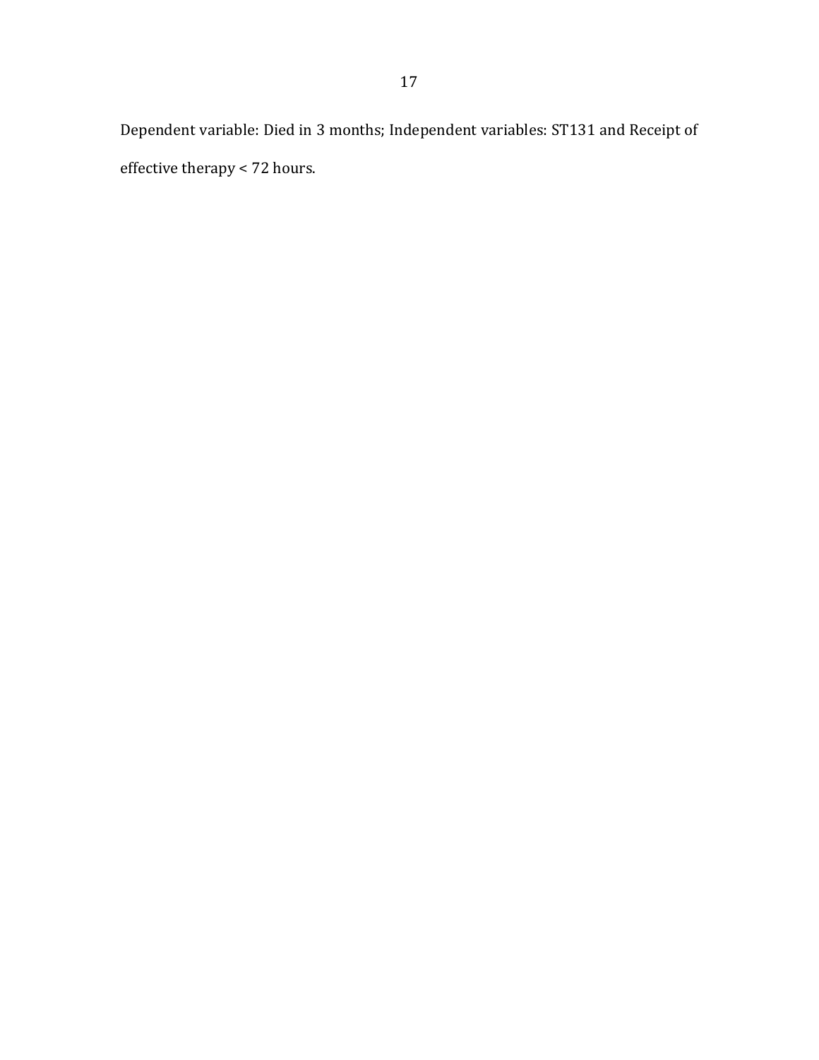Dependent variable: Died in 3 months; Independent variables: ST131 and Receipt of effective therapy < 72 hours.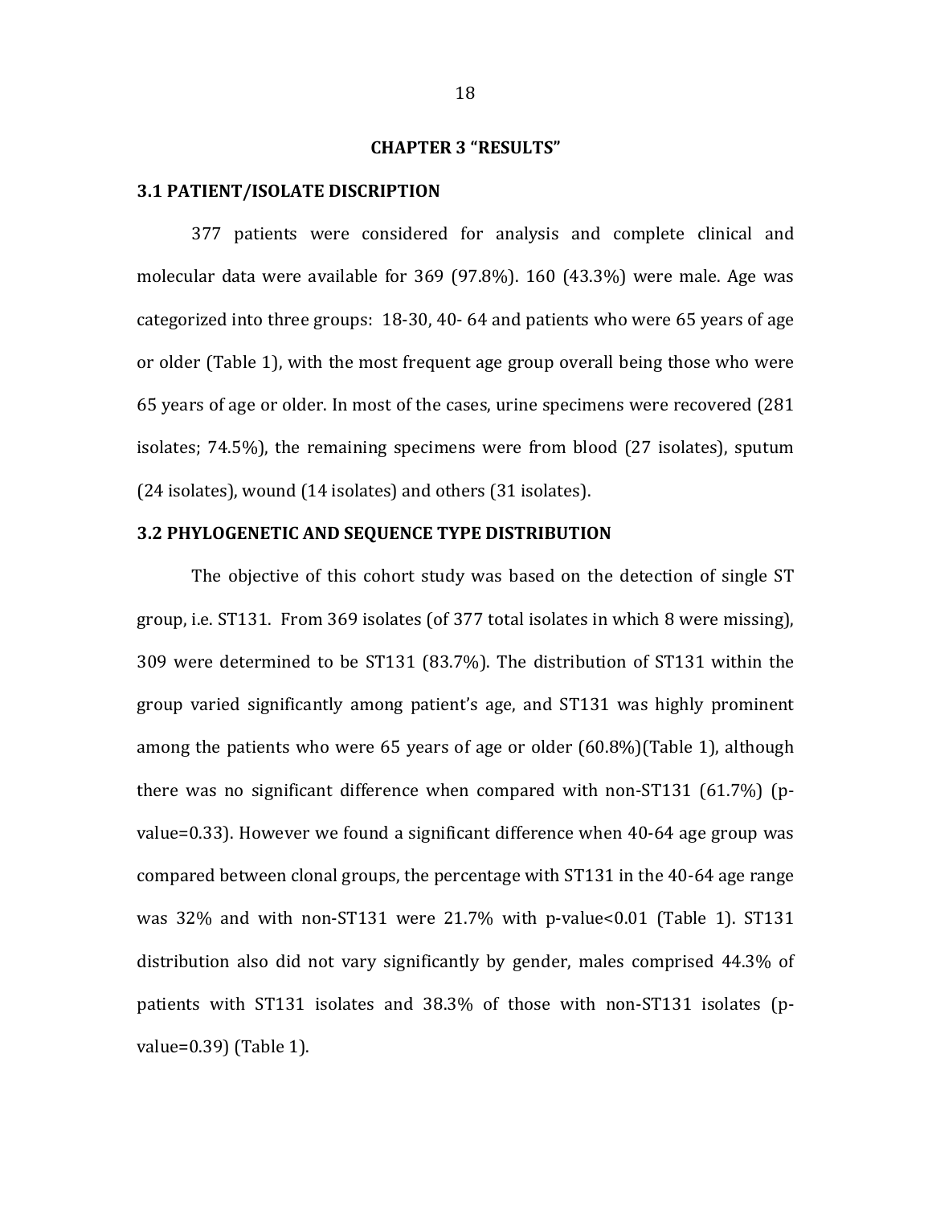# CHAPTER 3 "RESULTS"

## 3.1 PATIENT/ISOLATE DISCRIPTION

377 patients were considered for analysis and complete clinical and molecular data were available for 369 (97.8%). 160 (43.3%) were male. Age was categorized into three groups: 18-30, 40- 64 and patients who were 65 years of age or older (Table 1), with the most frequent age group overall being those who were 65 years of age or older. In most of the cases, urine specimens were recovered (281 isolates; 74.5%), the remaining specimens were from blood (27 isolates), sputum (24 isolates), wound (14 isolates) and others (31 isolates).

## 3.2 PHYLOGENETIC AND SEQUENCE TYPE DISTRIBUTION

The objective of this cohort study was based on the detection of single ST group, i.e. ST131. From 369 isolates (of 377 total isolates in which 8 were missing), 309 were determined to be ST131 (83.7%). The distribution of ST131 within the group varied significantly among patient's age, and ST131 was highly prominent among the patients who were 65 years of age or older (60.8%)(Table 1), although there was no significant difference when compared with non-ST131 (61.7%) (p-value=0.33). However we found a significant difference when 40-64 age group was compared between clonal groups, the percentage with ST131 in the 40-64 age range was 32% and with non-ST131 were 21.7% with p-value<0.01 (Table 1). ST131 distribution also did not vary significantly by gender, males comprised 44.3% of patients with ST131 isolates and 38.3% of those with non-ST131 isolates (p-value=0.39) (Table 1).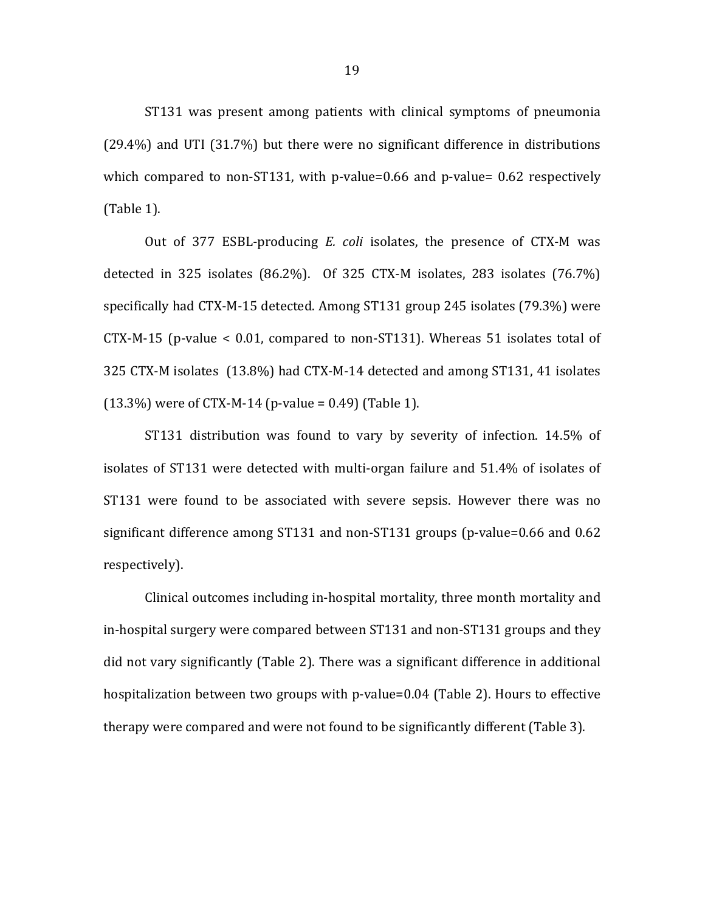ST131 was present among patients with clinical symptoms of pneumonia (29.4%) and UTI (31.7%) but there were no significant difference in distributions which compared to non-ST131, with p-value=0.66 and p-value= 0.62 respectively (Table 1).

Out of 377 ESBL-producing *E. coli* isolates, the presence of CTX-M was detected in 325 isolates (86.2%). Of 325 CTX-M isolates, 283 isolates (76.7%) specifically had CTX-M-15 detected. Among ST131 group 245 isolates (79.3%) were CTX-M-15 (p-value < 0.01, compared to non-ST131). Whereas 51 isolates total of 325 CTX-M isolates (13.8%) had CTX-M-14 detected and among ST131, 41 isolates (13.3%) were of CTX-M-14 (p-value = 0.49) (Table 1).

ST131 distribution was found to vary by severity of infection. 14.5% of isolates of ST131 were detected with multi-organ failure and 51.4% of isolates of ST131 were found to be associated with severe sepsis. However there was no significant difference among ST131 and non-ST131 groups (p-value=0.66 and 0.62 respectively).

Clinical outcomes including in-hospital mortality, three month mortality and in-hospital surgery were compared between ST131 and non-ST131 groups and they did not vary significantly (Table 2). There was a significant difference in additional hospitalization between two groups with p-value=0.04 (Table 2). Hours to effective therapy were compared and were not found to be significantly different (Table 3).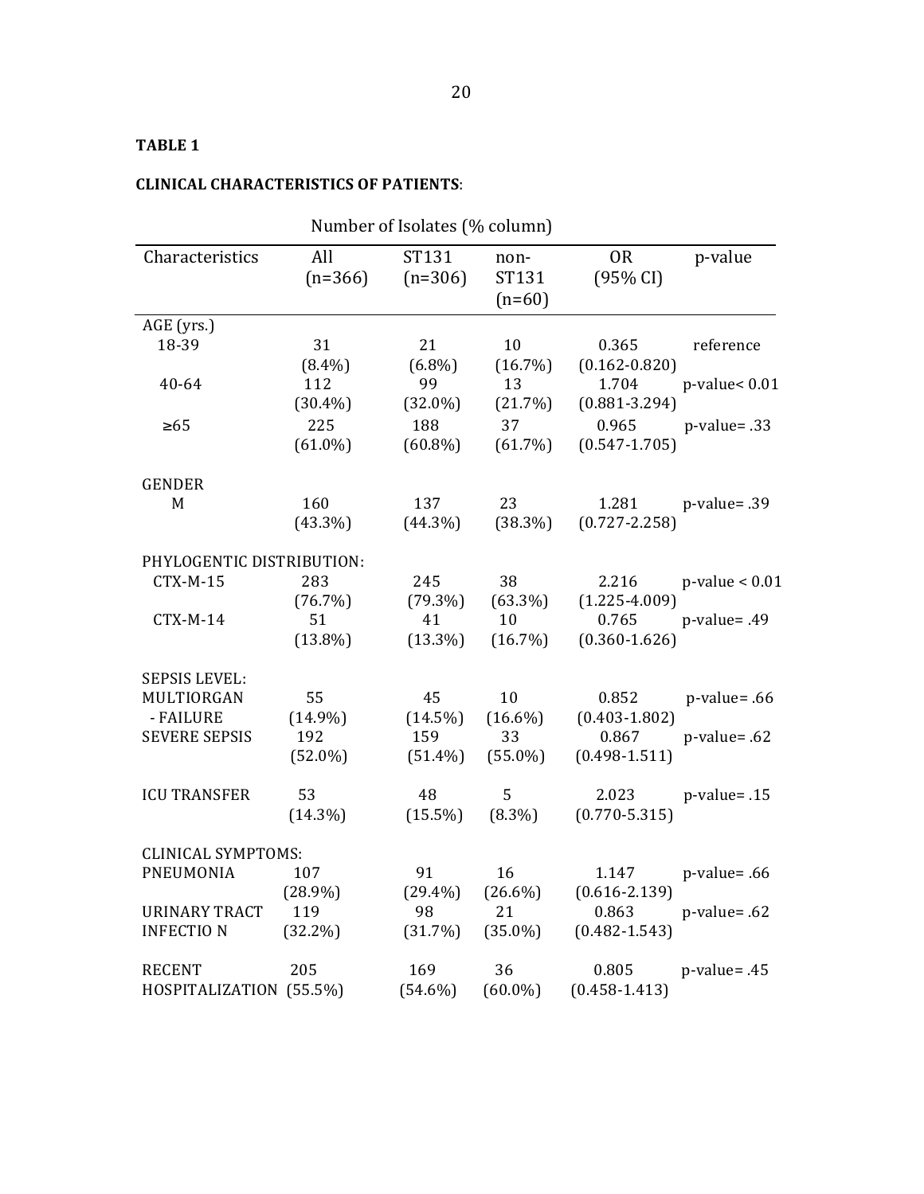**TABLE 1**

**CLINICAL CHARACTERISTICS OF PATIENTS**:

| | Number of Isolates (% column) | | | | |
|---|---|---|---|---|---|
| Characteristics | All (n=366) | ST131 (n=306) | non-ST131 (n=60) | OR (95% CI) | p-value |
| AGE (yrs.) | | | | | |
| 18-39 | 31 (8.4%) | 21 (6.8%) | 10 (16.7%) | 0.365 (0.162-0.820) | reference |
| 40-64 | 112 (30.4%) | 99 (32.0%) | 13 (21.7%) | 1.704 (0.881-3.294) | p-value< 0.01 |
| ≥65 | 225 (61.0%) | 188 (60.8%) | 37 (61.7%) | 0.965 (0.547-1.705) | p-value= .33 |
| GENDER | | | | | |
| M | 160 (43.3%) | 137 (44.3%) | 23 (38.3%) | 1.281 (0.727-2.258) | p-value= .39 |
| PHYLOGENTIC DISTRIBUTION: | | | | | |
| CTX-M-15 | 283 (76.7%) | 245 (79.3%) | 38 (63.3%) | 2.216 (1.225-4.009) | p-value < 0.01 |
| CTX-M-14 | 51 (13.8%) | 41 (13.3%) | 10 (16.7%) | 0.765 (0.360-1.626) | p-value= .49 |
| SEPSIS LEVEL: | | | | | |
| MULTIORGAN - FAILURE | 55 (14.9%) | 45 (14.5%) | 10 (16.6%) | 0.852 (0.403-1.802) | p-value= .66 |
| SEVERE SEPSIS | 192 (52.0%) | 159 (51.4%) | 33 (55.0%) | 0.867 (0.498-1.511) | p-value= .62 |
| ICU TRANSFER | 53 (14.3%) | 48 (15.5%) | 5 (8.3%) | 2.023 (0.770-5.315) | p-value= .15 |
| CLINICAL SYMPTOMS: | | | | | |
| PNEUMONIA | 107 (28.9%) | 91 (29.4%) | 16 (26.6%) | 1.147 (0.616-2.139) | p-value= .66 |
| URINARY TRACT INFECTIO N | 119 (32.2%) | 98 (31.7%) | 21 (35.0%) | 0.863 (0.482-1.543) | p-value= .62 |
| RECENT HOSPITALIZATION | 205 (55.5%) | 169 (54.6%) | 36 (60.0%) | 0.805 (0.458-1.413) | p-value= .45 |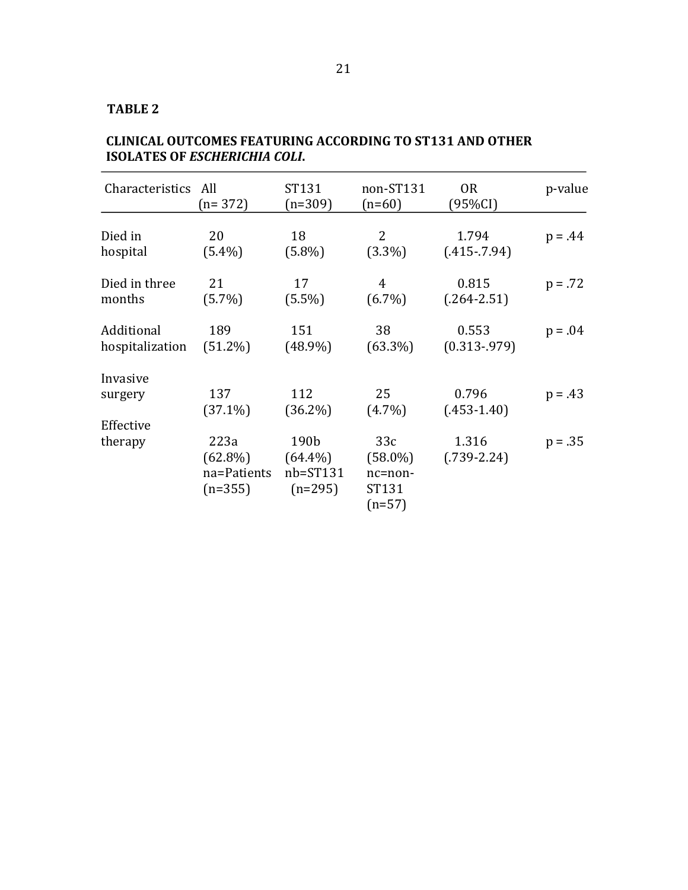**TABLE 2**

**CLINICAL OUTCOMES FEATURING ACCORDING TO ST131 AND OTHER ISOLATES OF *ESCHERICHIA COLI*.**

| Characteristics | All (n= 372) | ST131 (n=309) | non-ST131 (n=60) | OR (95%CI) | p-value |
|---|---|---|---|---|---|
| Died in hospital | 20 (5.4%) | 18 (5.8%) | 2 (3.3%) | 1.794 (.415-.7.94) | p = .44 |
| Died in three months | 21 (5.7%) | 17 (5.5%) | 4 (6.7%) | 0.815 (.264-2.51) | p = .72 |
| Additional hospitalization | 189 (51.2%) | 151 (48.9%) | 38 (63.3%) | 0.553 (0.313-.979) | p = .04 |
| Invasive surgery | 137 (37.1%) | 112 (36.2%) | 25 (4.7%) | 0.796 (.453-1.40) | p = .43 |
| Effective therapy | 223a (62.8%) na=Patients (n=355) | 190b (64.4%) nb=ST131 (n=295) | 33c (58.0%) nc=non-ST131 (n=57) | 1.316 (.739-2.24) | p = .35 |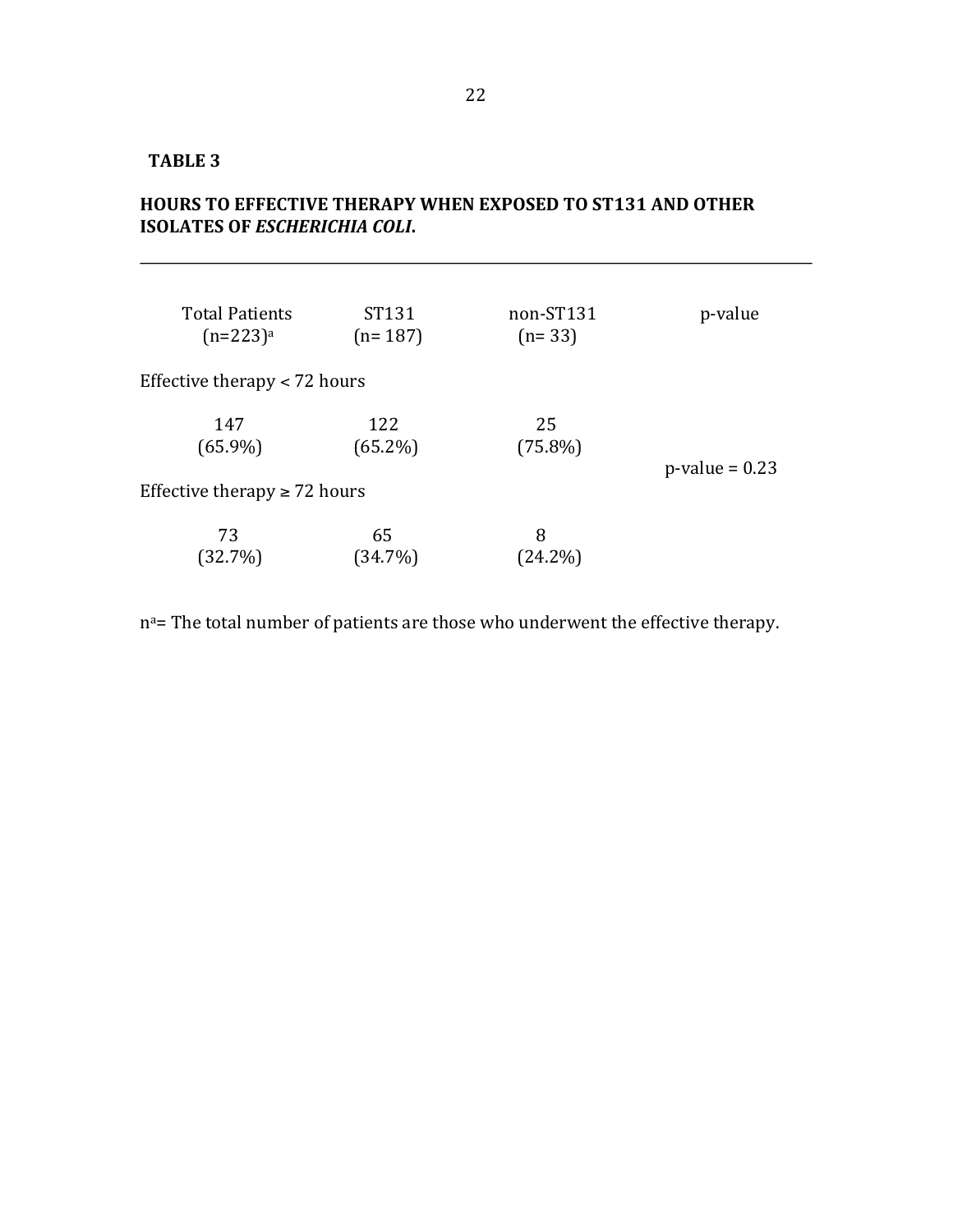**TABLE 3**

**HOURS TO EFFECTIVE THERAPY WHEN EXPOSED TO ST131 AND OTHER ISOLATES OF *ESCHERICHIA COLI*.**

| Total Patients (n=223)[a] | ST131 (n= 187) | non-ST131 (n= 33) | p-value |
|---|---|---|---|
| Effective therapy < 72 hours | | | |
| 147 (65.9%) | 122 (65.2%) | 25 (75.8%) | p-value = 0.23 |
| Effective therapy ≥ 72 hours | | | |
| 73 (32.7%) | 65 (34.7%) | 8 (24.2%) | |

n[a]= The total number of patients are those who underwent the effective therapy.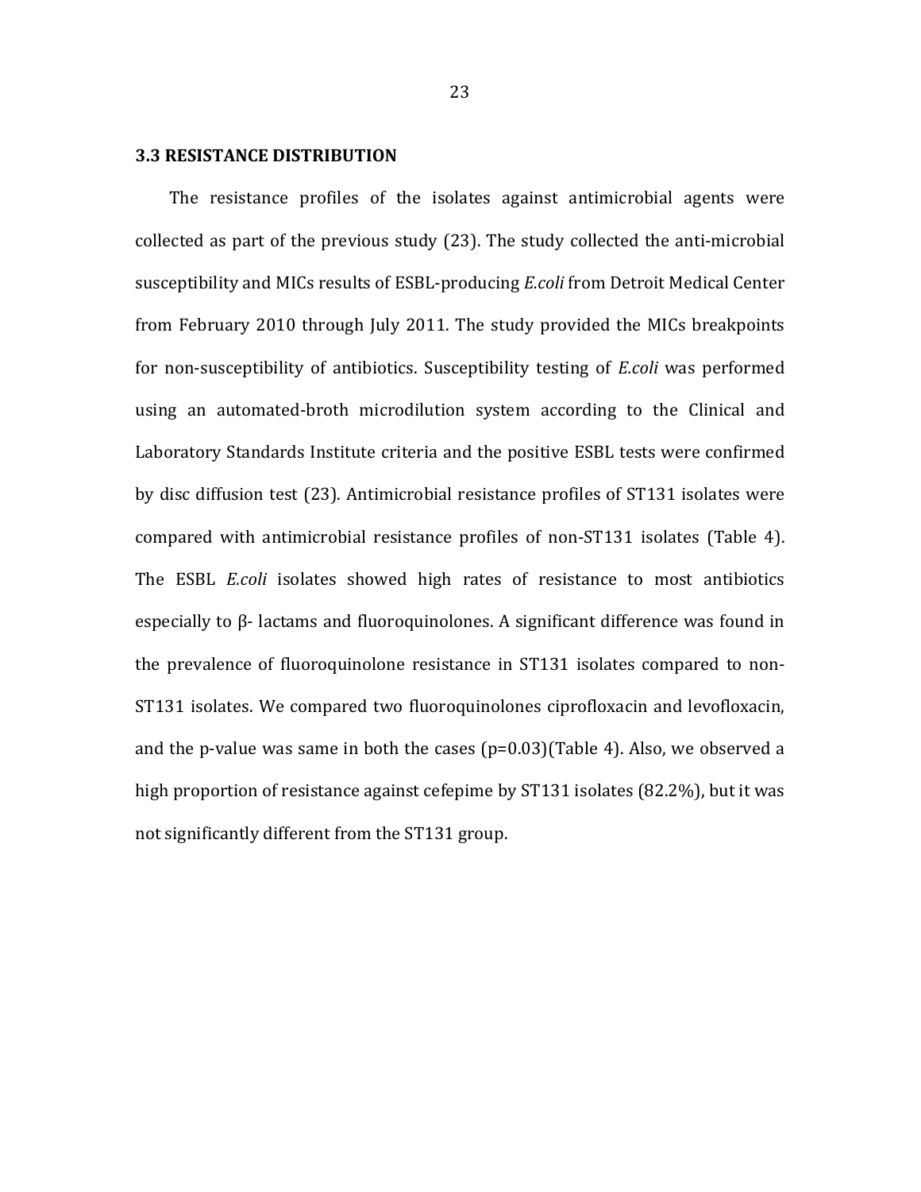### 3.3 RESISTANCE DISTRIBUTION

The resistance profiles of the isolates against antimicrobial agents were collected as part of the previous study (23). The study collected the anti-microbial susceptibility and MICs results of ESBL-producing *E.coli* from Detroit Medical Center from February 2010 through July 2011. The study provided the MICs breakpoints for non-susceptibility of antibiotics. Susceptibility testing of *E.coli* was performed using an automated-broth microdilution system according to the Clinical and Laboratory Standards Institute criteria and the positive ESBL tests were confirmed by disc diffusion test (23). Antimicrobial resistance profiles of ST131 isolates were compared with antimicrobial resistance profiles of non-ST131 isolates (Table 4). The ESBL *E.coli* isolates showed high rates of resistance to most antibiotics especially to β- lactams and fluoroquinolones. A significant difference was found in the prevalence of fluoroquinolone resistance in ST131 isolates compared to non-ST131 isolates. We compared two fluoroquinolones ciprofloxacin and levofloxacin, and the p-value was same in both the cases ($p=0.03$)(Table 4). Also, we observed a high proportion of resistance against cefepime by ST131 isolates (82.2%), but it was not significantly different from the ST131 group.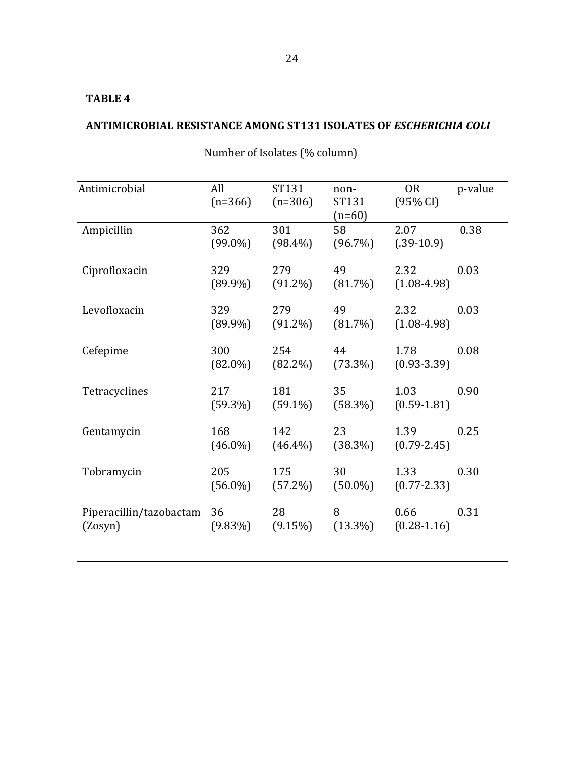**TABLE 4**

**ANTIMICROBIAL RESISTANCE AMONG ST131 ISOLATES OF *ESCHERICHIA COLI***

Number of Isolates (% column)

| Antimicrobial | All (n=366) | ST131 (n=306) | non-ST131 (n=60) | OR (95% CI) | p-value |
|---|---|---|---|---|---|
| Ampicillin | 362 (99.0%) | 301 (98.4%) | 58 (96.7%) | 2.07 (.39-10.9) | 0.38 |
| Ciprofloxacin | 329 (89.9%) | 279 (91.2%) | 49 (81.7%) | 2.32 (1.08-4.98) | 0.03 |
| Levofloxacin | 329 (89.9%) | 279 (91.2%) | 49 (81.7%) | 2.32 (1.08-4.98) | 0.03 |
| Cefepime | 300 (82.0%) | 254 (82.2%) | 44 (73.3%) | 1.78 (0.93-3.39) | 0.08 |
| Tetracyclines | 217 (59.3%) | 181 (59.1%) | 35 (58.3%) | 1.03 (0.59-1.81) | 0.90 |
| Gentamycin | 168 (46.0%) | 142 (46.4%) | 23 (38.3%) | 1.39 (0.79-2.45) | 0.25 |
| Tobramycin | 205 (56.0%) | 175 (57.2%) | 30 (50.0%) | 1.33 (0.77-2.33) | 0.30 |
| Piperacillin/tazobactam (Zosyn) | 36 (9.83%) | 28 (9.15%) | 8 (13.3%) | 0.66 (0.28-1.16) | 0.31 |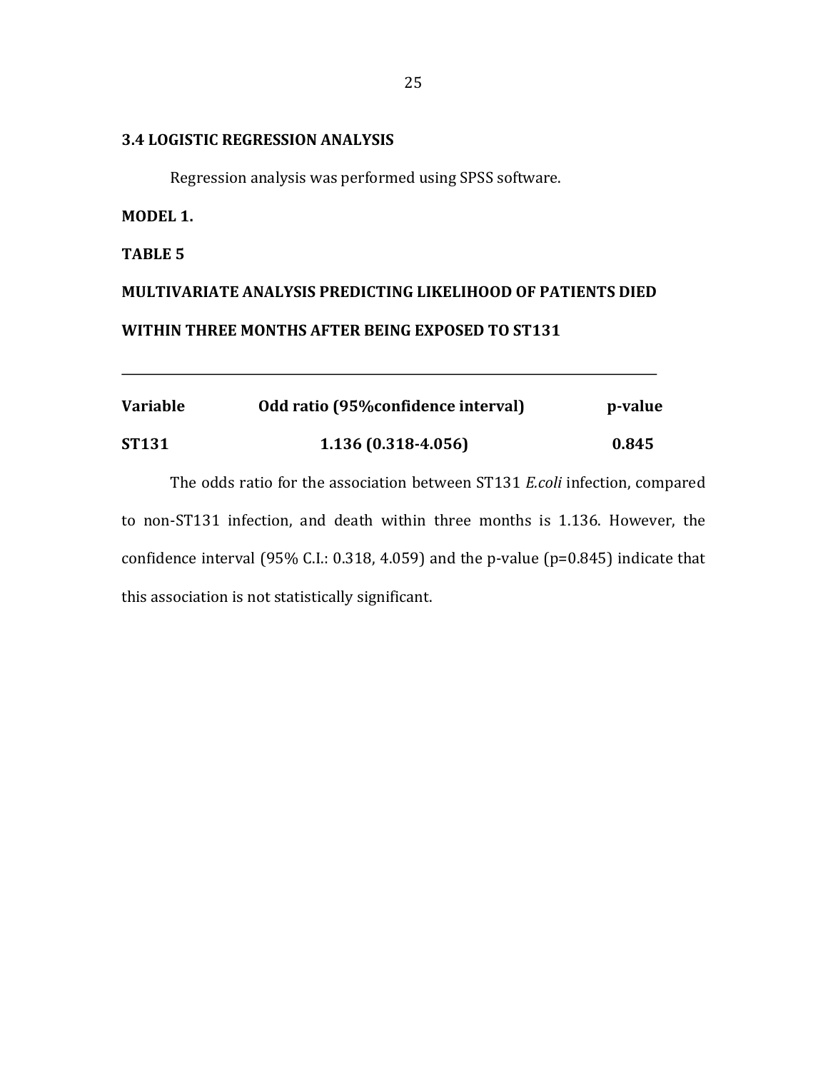### 3.4 LOGISTIC REGRESSION ANALYSIS

Regression analysis was performed using SPSS software.

**MODEL 1.**

**TABLE 5**

**MULTIVARIATE ANALYSIS PREDICTING LIKELIHOOD OF PATIENTS DIED WITHIN THREE MONTHS AFTER BEING EXPOSED TO ST131**

| Variable | Odd ratio (95%confidence interval) | p-value |
| --- | --- | --- |
| **ST131** | **1.136 (0.318-4.056)** | **0.845** |

The odds ratio for the association between ST131 *E.coli* infection, compared to non-ST131 infection, and death within three months is 1.136. However, the confidence interval (95% C.I.: 0.318, 4.059) and the p-value (p=0.845) indicate that this association is not statistically significant.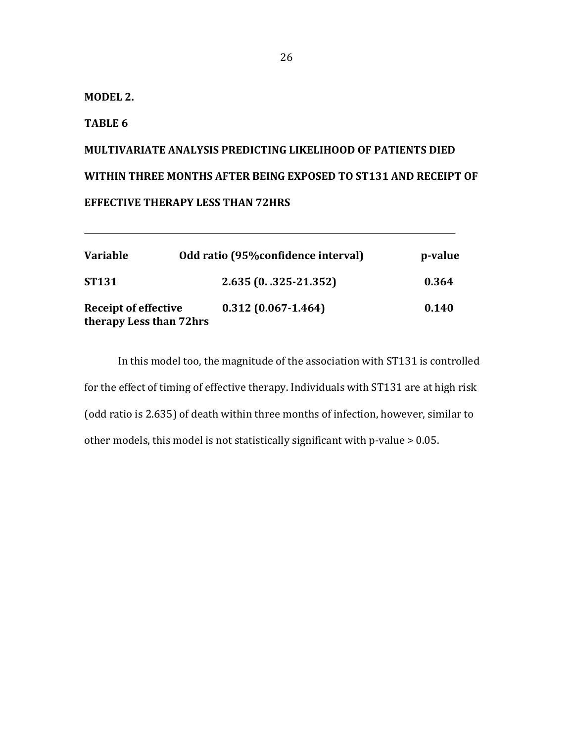**MODEL 2.**

**TABLE 6**

**MULTIVARIATE ANALYSIS PREDICTING LIKELIHOOD OF PATIENTS DIED WITHIN THREE MONTHS AFTER BEING EXPOSED TO ST131 AND RECEIPT OF EFFECTIVE THERAPY LESS THAN 72HRS**

| Variable | Odd ratio (95%confidence interval) | p-value |
|---|---|---|
| ST131 | 2.635 (0. .325-21.352) | 0.364 |
| Receipt of effective therapy Less than 72hrs | 0.312 (0.067-1.464) | 0.140 |

In this model too, the magnitude of the association with ST131 is controlled for the effect of timing of effective therapy. Individuals with ST131 are at high risk (odd ratio is 2.635) of death within three months of infection, however, similar to other models, this model is not statistically significant with p-value > 0.05.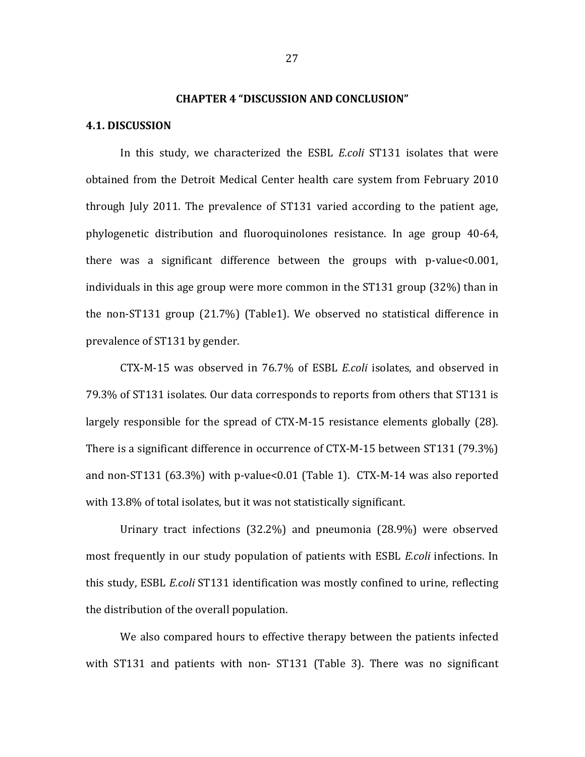# CHAPTER 4 "DISCUSSION AND CONCLUSION"

## 4.1. DISCUSSION

In this study, we characterized the ESBL *E.coli* ST131 isolates that were obtained from the Detroit Medical Center health care system from February 2010 through July 2011. The prevalence of ST131 varied according to the patient age, phylogenetic distribution and fluoroquinolones resistance. In age group 40-64, there was a significant difference between the groups with p-value<0.001, individuals in this age group were more common in the ST131 group (32%) than in the non-ST131 group (21.7%) (Table1). We observed no statistical difference in prevalence of ST131 by gender.

CTX-M-15 was observed in 76.7% of ESBL *E.coli* isolates, and observed in 79.3% of ST131 isolates. Our data corresponds to reports from others that ST131 is largely responsible for the spread of CTX-M-15 resistance elements globally (28). There is a significant difference in occurrence of CTX-M-15 between ST131 (79.3%) and non-ST131 (63.3%) with p-value<0.01 (Table 1). CTX-M-14 was also reported with 13.8% of total isolates, but it was not statistically significant.

Urinary tract infections (32.2%) and pneumonia (28.9%) were observed most frequently in our study population of patients with ESBL *E.coli* infections. In this study, ESBL *E.coli* ST131 identification was mostly confined to urine, reflecting the distribution of the overall population.

We also compared hours to effective therapy between the patients infected with ST131 and patients with non- ST131 (Table 3). There was no significant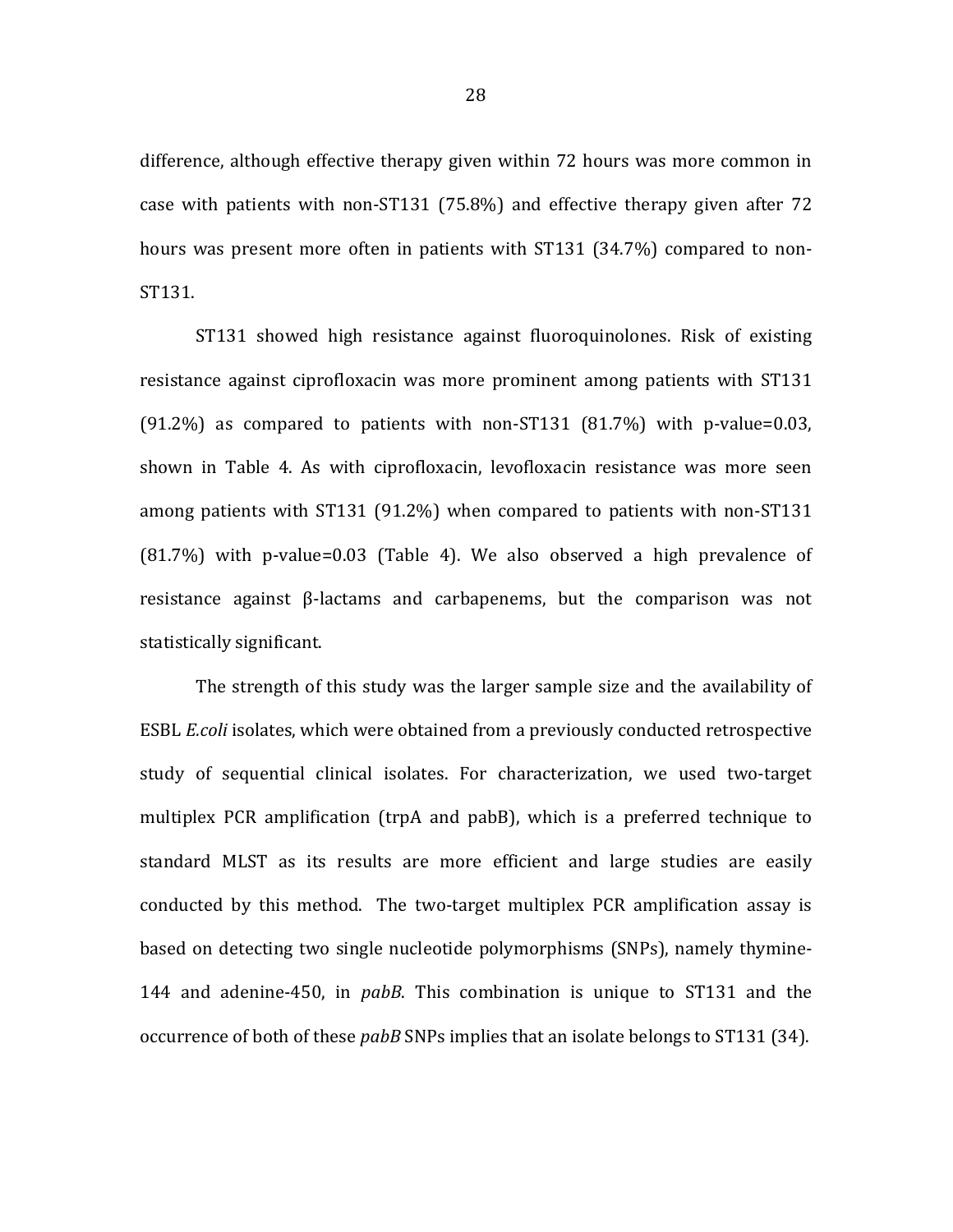difference, although effective therapy given within 72 hours was more common in case with patients with non-ST131 (75.8%) and effective therapy given after 72 hours was present more often in patients with ST131 (34.7%) compared to non-ST131.

ST131 showed high resistance against fluoroquinolones. Risk of existing resistance against ciprofloxacin was more prominent among patients with ST131 (91.2%) as compared to patients with non-ST131 (81.7%) with p-value=0.03, shown in Table 4. As with ciprofloxacin, levofloxacin resistance was more seen among patients with ST131 (91.2%) when compared to patients with non-ST131 (81.7%) with p-value=0.03 (Table 4). We also observed a high prevalence of resistance against β-lactams and carbapenems, but the comparison was not statistically significant.

The strength of this study was the larger sample size and the availability of ESBL *E.coli* isolates, which were obtained from a previously conducted retrospective study of sequential clinical isolates. For characterization, we used two-target multiplex PCR amplification (trpA and pabB), which is a preferred technique to standard MLST as its results are more efficient and large studies are easily conducted by this method. The two-target multiplex PCR amplification assay is based on detecting two single nucleotide polymorphisms (SNPs), namely thymine-144 and adenine-450, in *pabB*. This combination is unique to ST131 and the occurrence of both of these *pabB* SNPs implies that an isolate belongs to ST131 (34).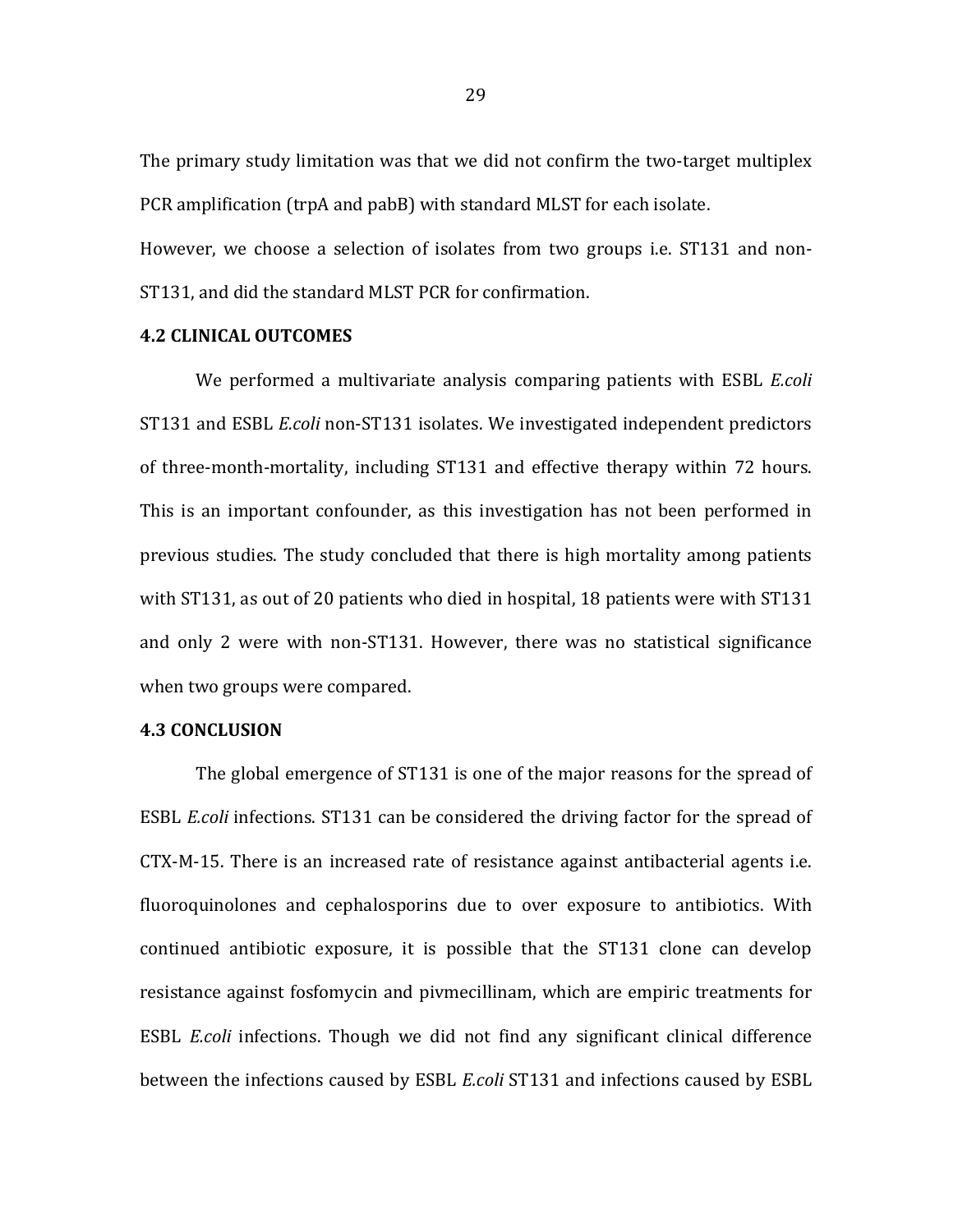The primary study limitation was that we did not confirm the two-target multiplex PCR amplification (trpA and pabB) with standard MLST for each isolate.
However, we choose a selection of isolates from two groups i.e. ST131 and non-ST131, and did the standard MLST PCR for confirmation.

### 4.2 CLINICAL OUTCOMES

We performed a multivariate analysis comparing patients with ESBL *E.coli* ST131 and ESBL *E.coli* non-ST131 isolates. We investigated independent predictors of three-month-mortality, including ST131 and effective therapy within 72 hours. This is an important confounder, as this investigation has not been performed in previous studies. The study concluded that there is high mortality among patients with ST131, as out of 20 patients who died in hospital, 18 patients were with ST131 and only 2 were with non-ST131. However, there was no statistical significance when two groups were compared.

### 4.3 CONCLUSION

The global emergence of ST131 is one of the major reasons for the spread of ESBL *E.coli* infections. ST131 can be considered the driving factor for the spread of CTX-M-15. There is an increased rate of resistance against antibacterial agents i.e. fluoroquinolones and cephalosporins due to over exposure to antibiotics. With continued antibiotic exposure, it is possible that the ST131 clone can develop resistance against fosfomycin and pivmecillinam, which are empiric treatments for ESBL *E.coli* infections. Though we did not find any significant clinical difference between the infections caused by ESBL *E.coli* ST131 and infections caused by ESBL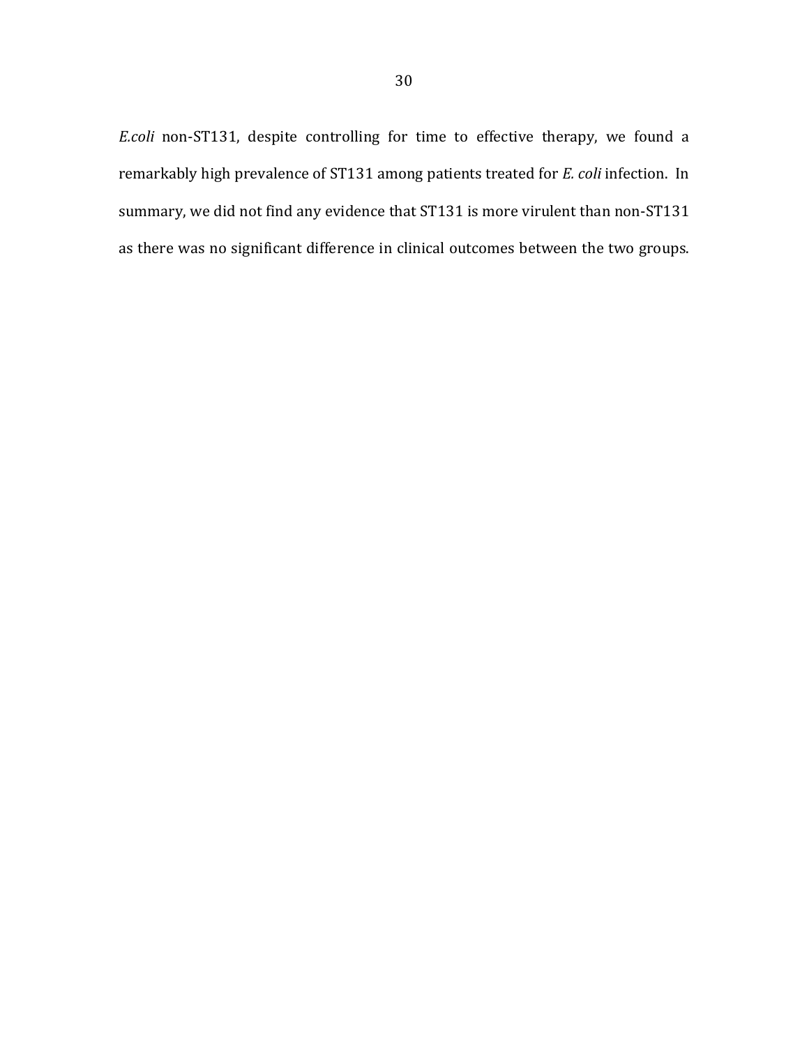*E.coli* non-ST131, despite controlling for time to effective therapy, we found a remarkably high prevalence of ST131 among patients treated for *E. coli* infection. In summary, we did not find any evidence that ST131 is more virulent than non-ST131 as there was no significant difference in clinical outcomes between the two groups.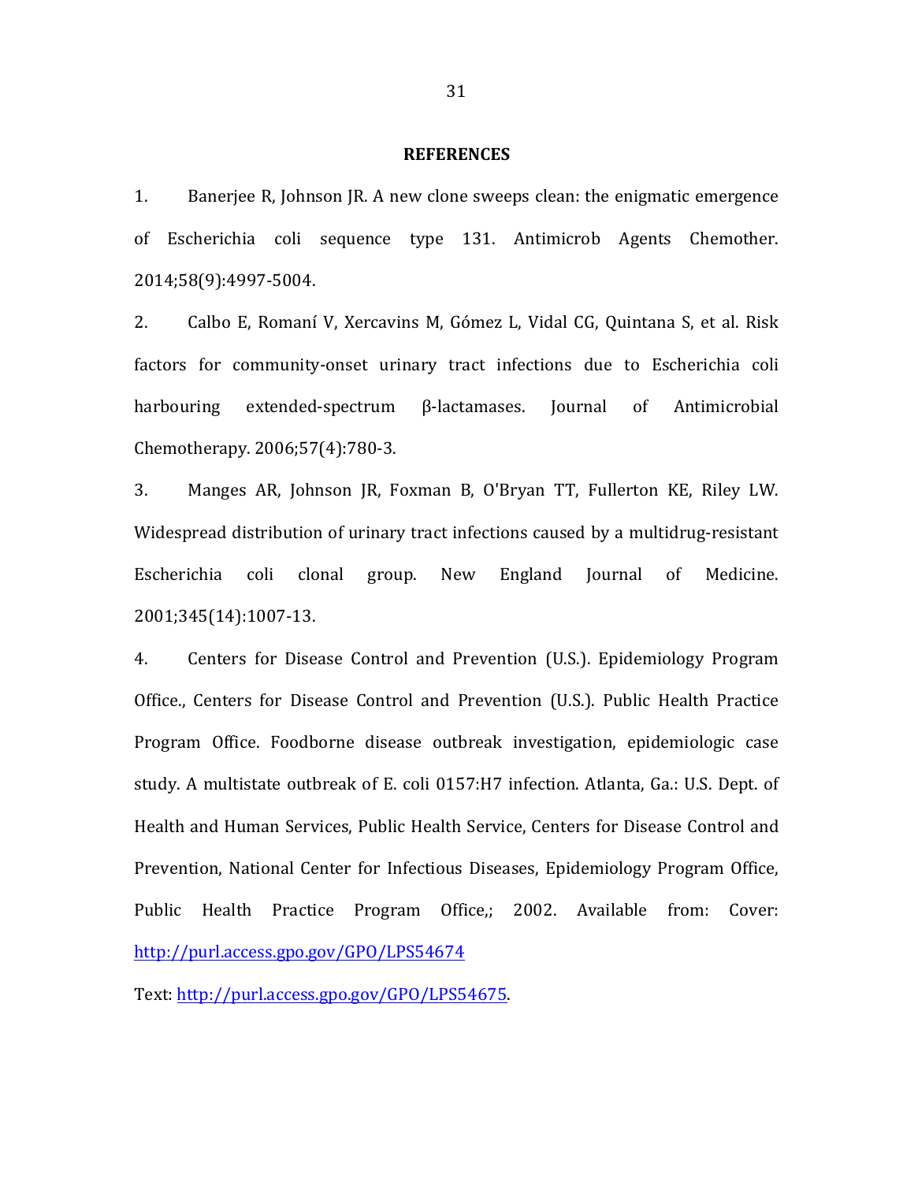## REFERENCES

1. Banerjee R, Johnson JR. A new clone sweeps clean: the enigmatic emergence of Escherichia coli sequence type 131. Antimicrob Agents Chemother. 2014;58(9):4997-5004.

2. Calbo E, Romaní V, Xercavins M, Gómez L, Vidal CG, Quintana S, et al. Risk factors for community-onset urinary tract infections due to Escherichia coli harbouring extended-spectrum β-lactamases. Journal of Antimicrobial Chemotherapy. 2006;57(4):780-3.

3. Manges AR, Johnson JR, Foxman B, O'Bryan TT, Fullerton KE, Riley LW. Widespread distribution of urinary tract infections caused by a multidrug-resistant Escherichia coli clonal group. New England Journal of Medicine. 2001;345(14):1007-13.

4. Centers for Disease Control and Prevention (U.S.). Epidemiology Program Office., Centers for Disease Control and Prevention (U.S.). Public Health Practice Program Office. Foodborne disease outbreak investigation, epidemiologic case study. A multistate outbreak of E. coli 0157:H7 infection. Atlanta, Ga.: U.S. Dept. of Health and Human Services, Public Health Service, Centers for Disease Control and Prevention, National Center for Infectious Diseases, Epidemiology Program Office, Public Health Practice Program Office,; 2002. Available from: Cover: http://purl.access.gpo.gov/GPO/LPS54674

Text: http://purl.access.gpo.gov/GPO/LPS54675.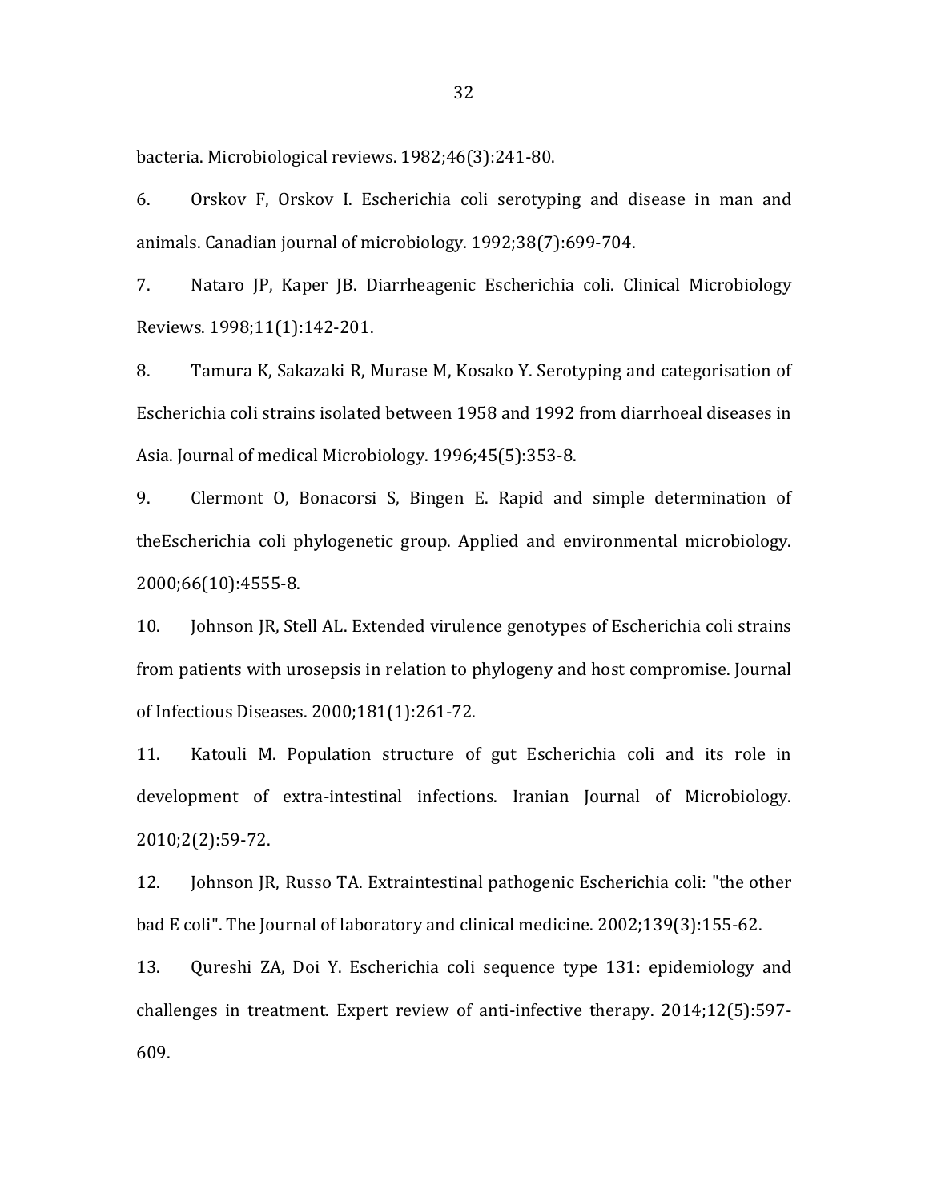bacteria. Microbiological reviews. 1982;46(3):241-80.

6. Orskov F, Orskov I. Escherichia coli serotyping and disease in man and animals. Canadian journal of microbiology. 1992;38(7):699-704.

7. Nataro JP, Kaper JB. Diarrheagenic Escherichia coli. Clinical Microbiology Reviews. 1998;11(1):142-201.

8. Tamura K, Sakazaki R, Murase M, Kosako Y. Serotyping and categorisation of Escherichia coli strains isolated between 1958 and 1992 from diarrhoeal diseases in Asia. Journal of medical Microbiology. 1996;45(5):353-8.

9. Clermont O, Bonacorsi S, Bingen E. Rapid and simple determination of theEscherichia coli phylogenetic group. Applied and environmental microbiology. 2000;66(10):4555-8.

10. Johnson JR, Stell AL. Extended virulence genotypes of Escherichia coli strains from patients with urosepsis in relation to phylogeny and host compromise. Journal of Infectious Diseases. 2000;181(1):261-72.

11. Katouli M. Population structure of gut Escherichia coli and its role in development of extra-intestinal infections. Iranian Journal of Microbiology. 2010;2(2):59-72.

12. Johnson JR, Russo TA. Extraintestinal pathogenic Escherichia coli: "the other bad E coli". The Journal of laboratory and clinical medicine. 2002;139(3):155-62.

13. Qureshi ZA, Doi Y. Escherichia coli sequence type 131: epidemiology and challenges in treatment. Expert review of anti-infective therapy. 2014;12(5):597-609.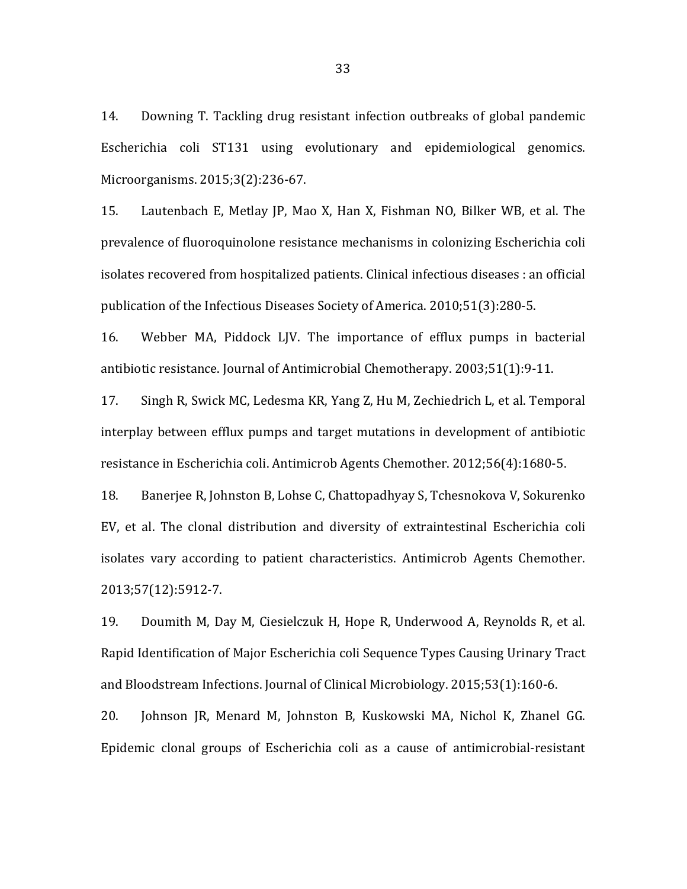14. Downing T. Tackling drug resistant infection outbreaks of global pandemic Escherichia coli ST131 using evolutionary and epidemiological genomics. Microorganisms. 2015;3(2):236-67.

15. Lautenbach E, Metlay JP, Mao X, Han X, Fishman NO, Bilker WB, et al. The prevalence of fluoroquinolone resistance mechanisms in colonizing Escherichia coli isolates recovered from hospitalized patients. Clinical infectious diseases : an official publication of the Infectious Diseases Society of America. 2010;51(3):280-5.

16. Webber MA, Piddock LJV. The importance of efflux pumps in bacterial antibiotic resistance. Journal of Antimicrobial Chemotherapy. 2003;51(1):9-11.

17. Singh R, Swick MC, Ledesma KR, Yang Z, Hu M, Zechiedrich L, et al. Temporal interplay between efflux pumps and target mutations in development of antibiotic resistance in Escherichia coli. Antimicrob Agents Chemother. 2012;56(4):1680-5.

18. Banerjee R, Johnston B, Lohse C, Chattopadhyay S, Tchesnokova V, Sokurenko EV, et al. The clonal distribution and diversity of extraintestinal Escherichia coli isolates vary according to patient characteristics. Antimicrob Agents Chemother. 2013;57(12):5912-7.

19. Doumith M, Day M, Ciesielczuk H, Hope R, Underwood A, Reynolds R, et al. Rapid Identification of Major Escherichia coli Sequence Types Causing Urinary Tract and Bloodstream Infections. Journal of Clinical Microbiology. 2015;53(1):160-6.

20. Johnson JR, Menard M, Johnston B, Kuskowski MA, Nichol K, Zhanel GG. Epidemic clonal groups of Escherichia coli as a cause of antimicrobial-resistant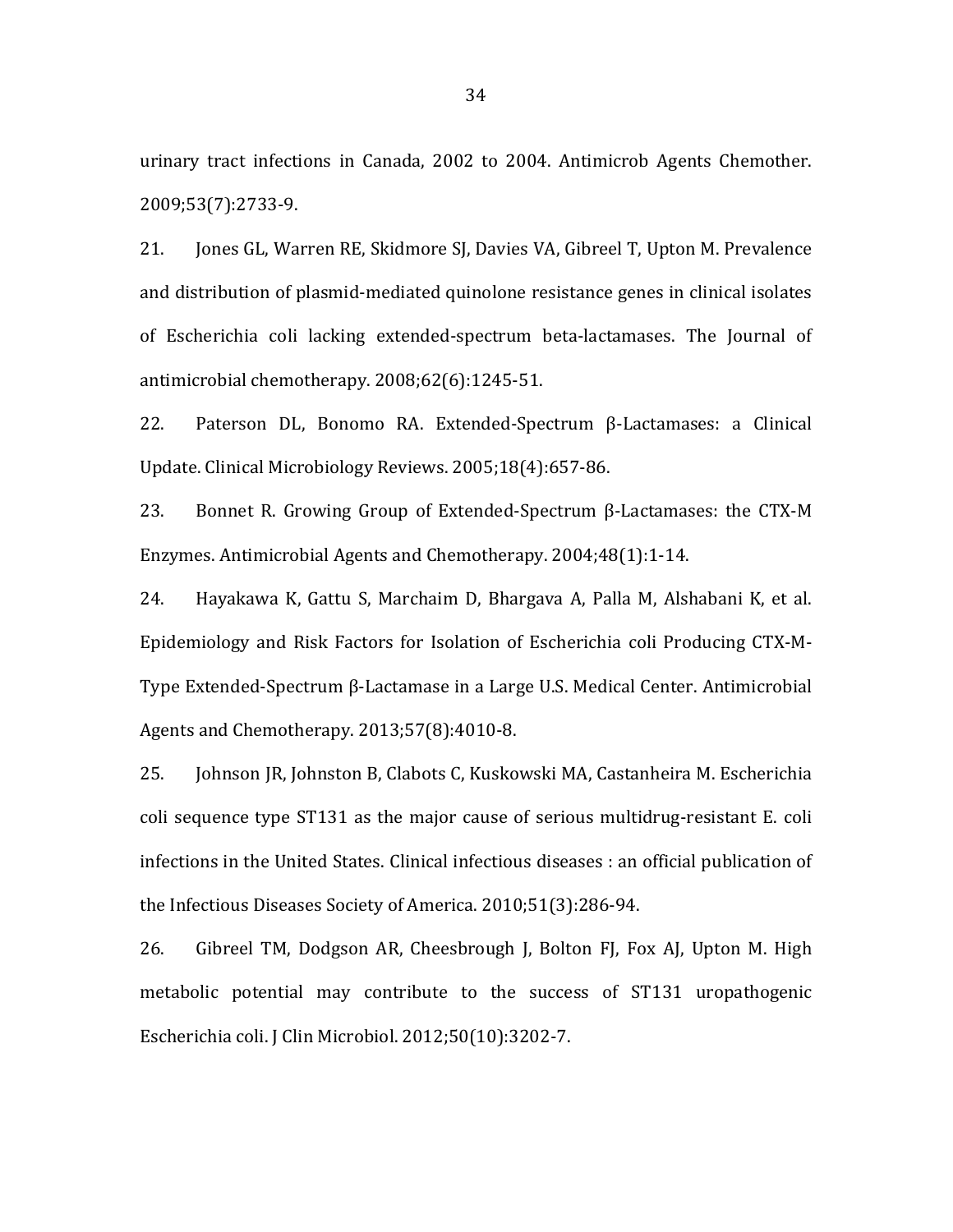urinary tract infections in Canada, 2002 to 2004. Antimicrob Agents Chemother. 2009;53(7):2733-9.

21. Jones GL, Warren RE, Skidmore SJ, Davies VA, Gibreel T, Upton M. Prevalence and distribution of plasmid-mediated quinolone resistance genes in clinical isolates of Escherichia coli lacking extended-spectrum beta-lactamases. The Journal of antimicrobial chemotherapy. 2008;62(6):1245-51.

22. Paterson DL, Bonomo RA. Extended-Spectrum β-Lactamases: a Clinical Update. Clinical Microbiology Reviews. 2005;18(4):657-86.

23. Bonnet R. Growing Group of Extended-Spectrum β-Lactamases: the CTX-M Enzymes. Antimicrobial Agents and Chemotherapy. 2004;48(1):1-14.

24. Hayakawa K, Gattu S, Marchaim D, Bhargava A, Palla M, Alshabani K, et al. Epidemiology and Risk Factors for Isolation of Escherichia coli Producing CTX-M-Type Extended-Spectrum β-Lactamase in a Large U.S. Medical Center. Antimicrobial Agents and Chemotherapy. 2013;57(8):4010-8.

25. Johnson JR, Johnston B, Clabots C, Kuskowski MA, Castanheira M. Escherichia coli sequence type ST131 as the major cause of serious multidrug-resistant E. coli infections in the United States. Clinical infectious diseases : an official publication of the Infectious Diseases Society of America. 2010;51(3):286-94.

26. Gibreel TM, Dodgson AR, Cheesbrough J, Bolton FJ, Fox AJ, Upton M. High metabolic potential may contribute to the success of ST131 uropathogenic Escherichia coli. J Clin Microbiol. 2012;50(10):3202-7.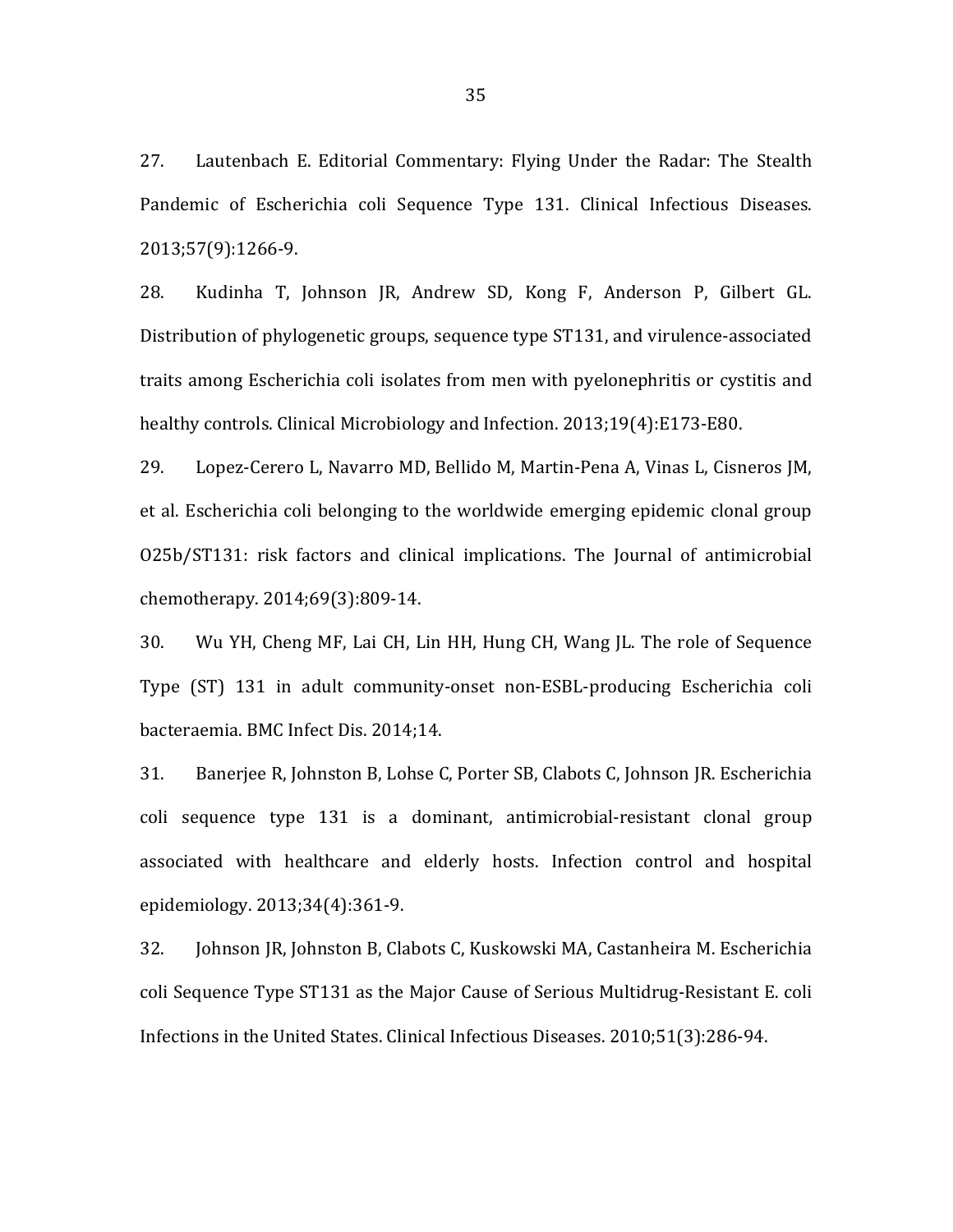27. Lautenbach E. Editorial Commentary: Flying Under the Radar: The Stealth Pandemic of Escherichia coli Sequence Type 131. Clinical Infectious Diseases. 2013;57(9):1266-9.

28. Kudinha T, Johnson JR, Andrew SD, Kong F, Anderson P, Gilbert GL. Distribution of phylogenetic groups, sequence type ST131, and virulence-associated traits among Escherichia coli isolates from men with pyelonephritis or cystitis and healthy controls. Clinical Microbiology and Infection. 2013;19(4):E173-E80.

29. Lopez-Cerero L, Navarro MD, Bellido M, Martin-Pena A, Vinas L, Cisneros JM, et al. Escherichia coli belonging to the worldwide emerging epidemic clonal group O25b/ST131: risk factors and clinical implications. The Journal of antimicrobial chemotherapy. 2014;69(3):809-14.

30. Wu YH, Cheng MF, Lai CH, Lin HH, Hung CH, Wang JL. The role of Sequence Type (ST) 131 in adult community-onset non-ESBL-producing Escherichia coli bacteraemia. BMC Infect Dis. 2014;14.

31. Banerjee R, Johnston B, Lohse C, Porter SB, Clabots C, Johnson JR. Escherichia coli sequence type 131 is a dominant, antimicrobial-resistant clonal group associated with healthcare and elderly hosts. Infection control and hospital epidemiology. 2013;34(4):361-9.

32. Johnson JR, Johnston B, Clabots C, Kuskowski MA, Castanheira M. Escherichia coli Sequence Type ST131 as the Major Cause of Serious Multidrug-Resistant E. coli Infections in the United States. Clinical Infectious Diseases. 2010;51(3):286-94.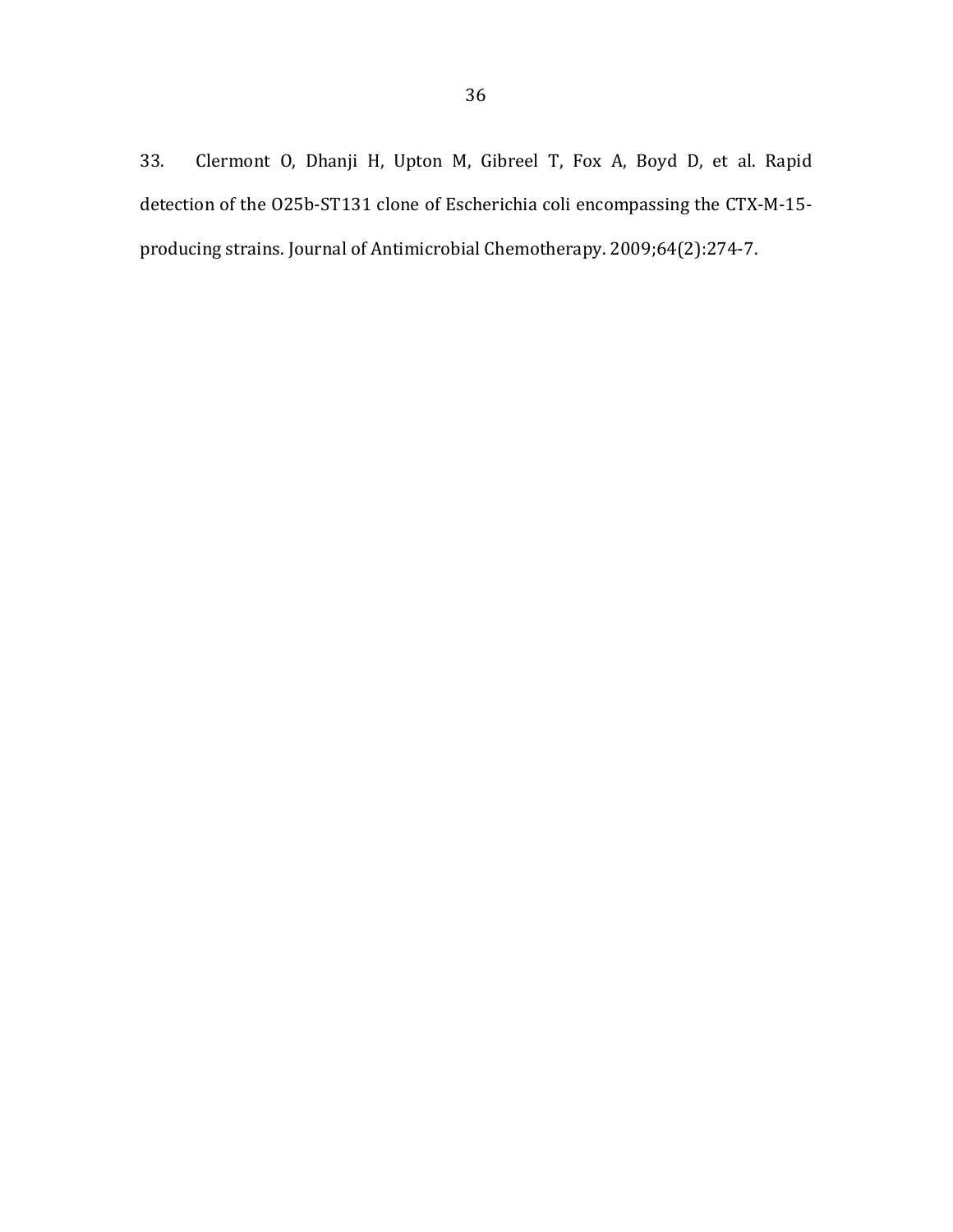33. Clermont O, Dhanji H, Upton M, Gibreel T, Fox A, Boyd D, et al. Rapid detection of the O25b-ST131 clone of Escherichia coli encompassing the CTX-M-15-producing strains. Journal of Antimicrobial Chemotherapy. 2009;64(2):274-7.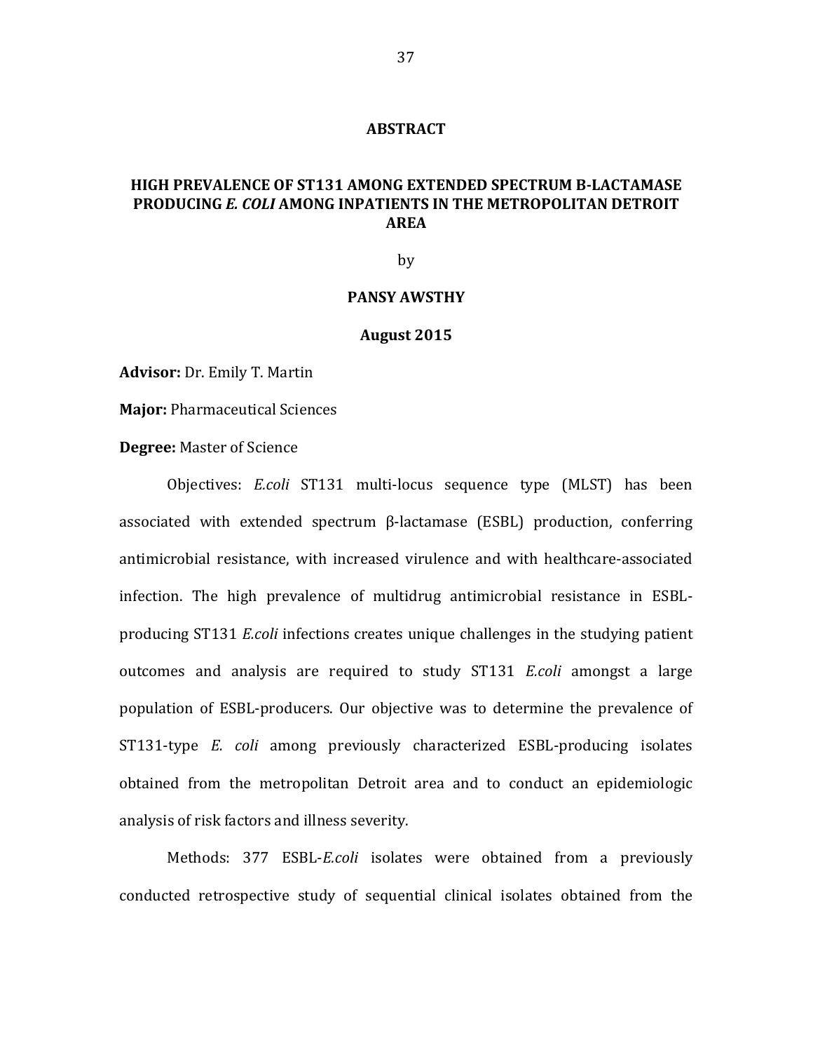# ABSTRACT

## HIGH PREVALENCE OF ST131 AMONG EXTENDED SPECTRUM B-LACTAMASE PRODUCING *E. COLI* AMONG INPATIENTS IN THE METROPOLITAN DETROIT AREA

by

**PANSY AWSTHY**

**August 2015**

**Advisor:** Dr. Emily T. Martin

**Major:** Pharmaceutical Sciences

**Degree:** Master of Science

Objectives: *E.coli* ST131 multi-locus sequence type (MLST) has been associated with extended spectrum β-lactamase (ESBL) production, conferring antimicrobial resistance, with increased virulence and with healthcare-associated infection. The high prevalence of multidrug antimicrobial resistance in ESBL-producing ST131 *E.coli* infections creates unique challenges in the studying patient outcomes and analysis are required to study ST131 *E.coli* amongst a large population of ESBL-producers. Our objective was to determine the prevalence of ST131-type *E. coli* among previously characterized ESBL-producing isolates obtained from the metropolitan Detroit area and to conduct an epidemiologic analysis of risk factors and illness severity.

Methods: 377 ESBL-*E.coli* isolates were obtained from a previously conducted retrospective study of sequential clinical isolates obtained from the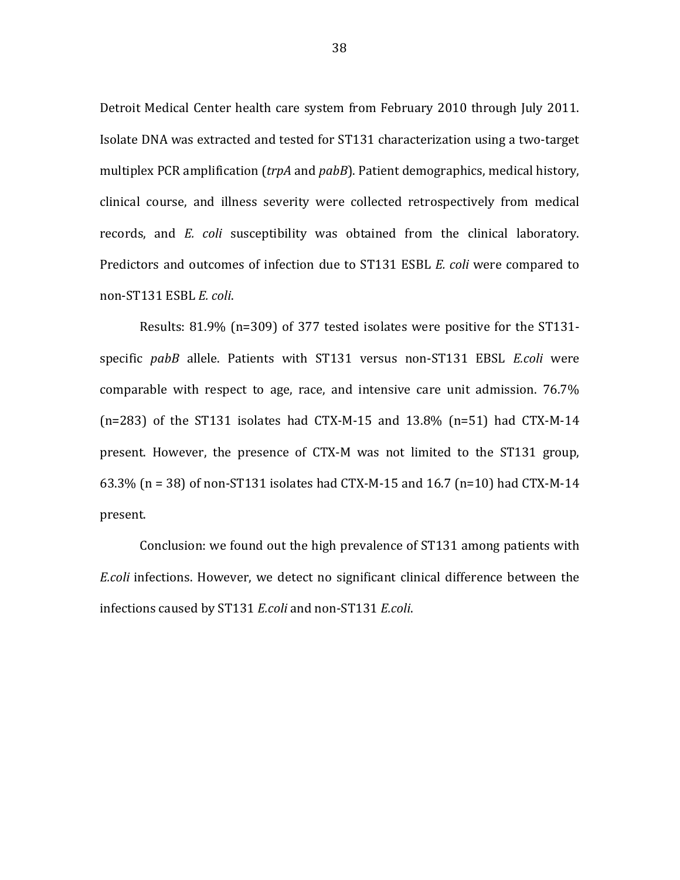Detroit Medical Center health care system from February 2010 through July 2011. Isolate DNA was extracted and tested for ST131 characterization using a two-target multiplex PCR amplification (*trpA* and *pabB*). Patient demographics, medical history, clinical course, and illness severity were collected retrospectively from medical records, and *E. coli* susceptibility was obtained from the clinical laboratory. Predictors and outcomes of infection due to ST131 ESBL *E. coli* were compared to non-ST131 ESBL *E. coli*.

Results: 81.9% (n=309) of 377 tested isolates were positive for the ST131-specific *pabB* allele. Patients with ST131 versus non-ST131 EBSL *E.coli* were comparable with respect to age, race, and intensive care unit admission. 76.7% (n=283) of the ST131 isolates had CTX-M-15 and 13.8% (n=51) had CTX-M-14 present. However, the presence of CTX-M was not limited to the ST131 group, 63.3% (n = 38) of non-ST131 isolates had CTX-M-15 and 16.7 (n=10) had CTX-M-14 present.

Conclusion: we found out the high prevalence of ST131 among patients with *E.coli* infections. However, we detect no significant clinical difference between the infections caused by ST131 *E.coli* and non-ST131 *E.coli*.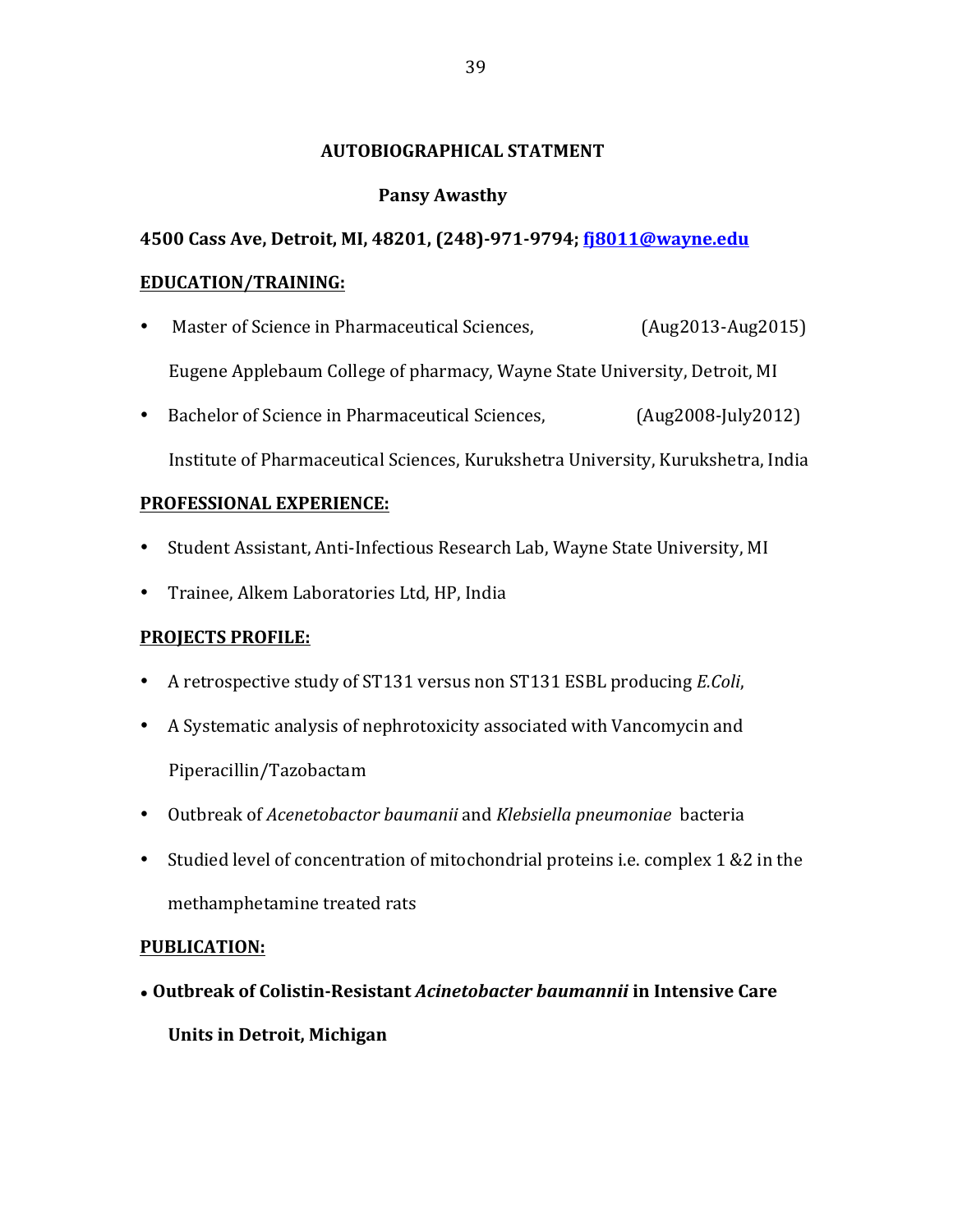# AUTOBIOGRAPHICAL STATMENT

**Pansy Awasthy**

**4500 Cass Ave, Detroit, MI, 48201, (248)-971-9794; fj8011@wayne.edu**

## EDUCATION/TRAINING:

- Master of Science in Pharmaceutical Sciences, (Aug2013-Aug2015)
  Eugene Applebaum College of pharmacy, Wayne State University, Detroit, MI
- Bachelor of Science in Pharmaceutical Sciences, (Aug2008-July2012)
  Institute of Pharmaceutical Sciences, Kurukshetra University, Kurukshetra, India

## PROFESSIONAL EXPERIENCE:

- Student Assistant, Anti-Infectious Research Lab, Wayne State University, MI
- Trainee, Alkem Laboratories Ltd, HP, India

## PROJECTS PROFILE:

- A retrospective study of ST131 versus non ST131 ESBL producing *E.Coli*,
- A Systematic analysis of nephrotoxicity associated with Vancomycin and Piperacillin/Tazobactam
- Outbreak of *Acenetobactor baumanii* and *Klebsiella pneumoniae* bacteria
- Studied level of concentration of mitochondrial proteins i.e. complex 1 &2 in the methamphetamine treated rats

## PUBLICATION:

- **Outbreak of Colistin-Resistant *Acinetobacter baumannii* in Intensive Care Units in Detroit, Michigan**